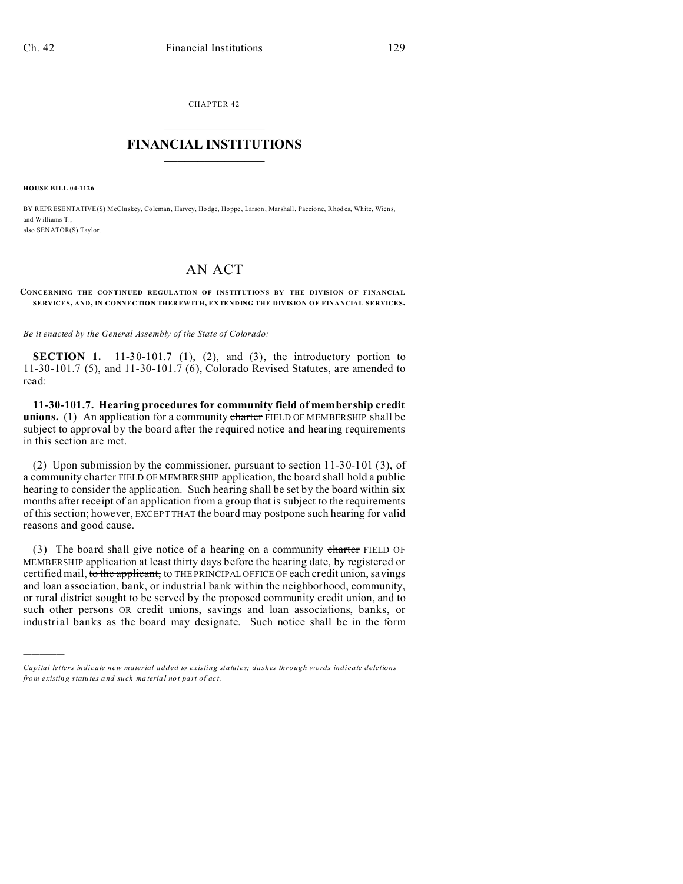CHAPTER 42

# FINANCIAL INSTITUTIONS

**HOUSE BILL 04-1126**

BY REPRESENTATIVE(S) McCluskey, Coleman, Harvey, Hodge, Hoppe, Larson, Marshall, Paccione, Rhodes, White, Wiens, and Williams T.;
also SENATOR(S) Taylor.

# AN ACT

**CONCERNING THE CONTINUED REGULATION OF INSTITUTIONS BY THE DIVISION OF FINANCIAL SERVICES, AND, IN CONNECTION THEREWITH, EXTENDING THE DIVISION OF FINANCIAL SERVICES.**

*Be it enacted by the General Assembly of the State of Colorado:*

**SECTION 1.** 11-30-101.7 (1), (2), and (3), the introductory portion to 11-30-101.7 (5), and 11-30-101.7 (6), Colorado Revised Statutes, are amended to read:

**11-30-101.7. Hearing procedures for community field of membership credit unions.** (1) An application for a community ~~charter~~ FIELD OF MEMBERSHIP shall be subject to approval by the board after the required notice and hearing requirements in this section are met.

(2) Upon submission by the commissioner, pursuant to section 11-30-101 (3), of a community ~~charter~~ FIELD OF MEMBERSHIP application, the board shall hold a public hearing to consider the application. Such hearing shall be set by the board within six months after receipt of an application from a group that is subject to the requirements of this section; ~~however,~~ EXCEPT THAT the board may postpone such hearing for valid reasons and good cause.

(3) The board shall give notice of a hearing on a community ~~charter~~ FIELD OF MEMBERSHIP application at least thirty days before the hearing date, by registered or certified mail, ~~to the applicant,~~ to THE PRINCIPAL OFFICE OF each credit union, savings and loan association, bank, or industrial bank within the neighborhood, community, or rural district sought to be served by the proposed community credit union, and to such other persons OR credit unions, savings and loan associations, banks, or industrial banks as the board may designate. Such notice shall be in the form

*Capital letters indicate new material added to existing statutes; dashes through words indicate deletions from existing statutes and such material not part of act.*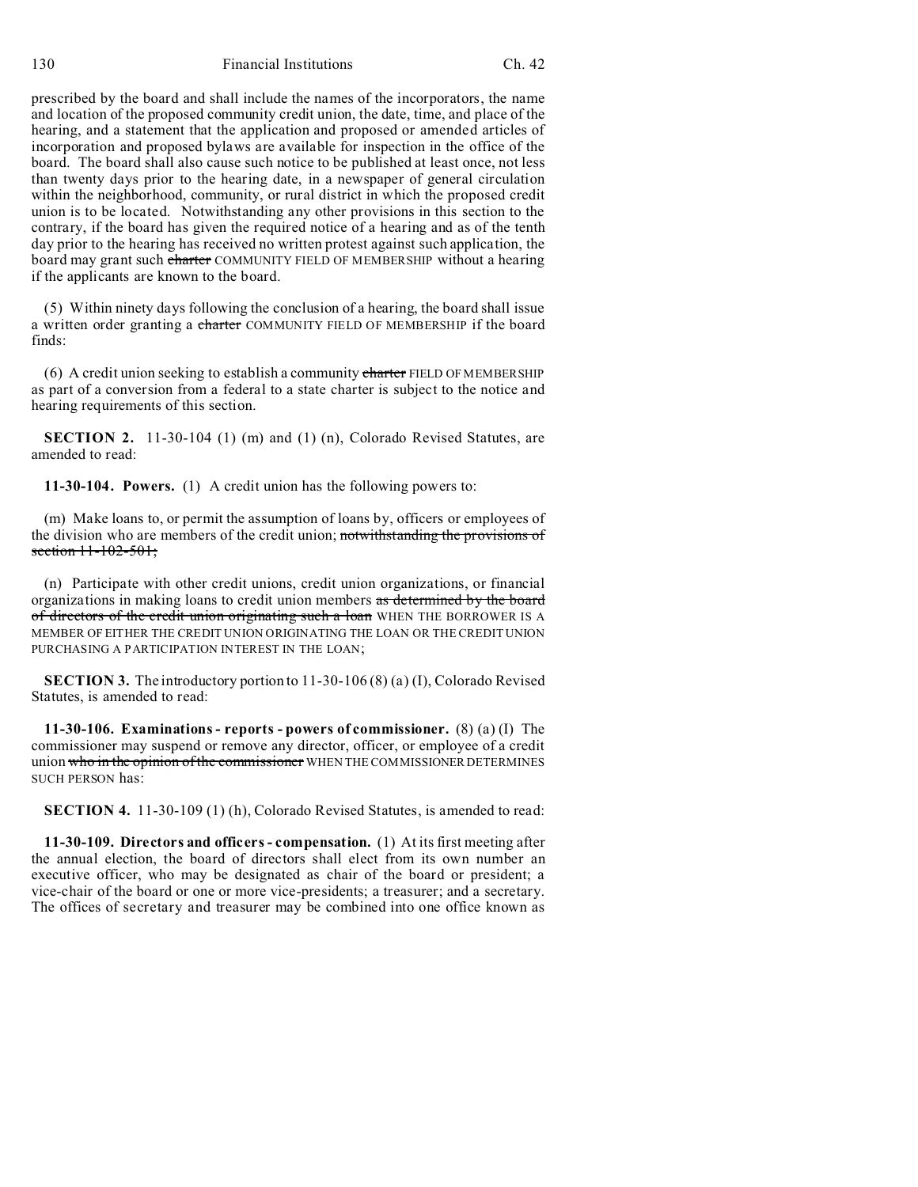prescribed by the board and shall include the names of the incorporators, the name and location of the proposed community credit union, the date, time, and place of the hearing, and a statement that the application and proposed or amended articles of incorporation and proposed bylaws are available for inspection in the office of the board. The board shall also cause such notice to be published at least once, not less than twenty days prior to the hearing date, in a newspaper of general circulation within the neighborhood, community, or rural district in which the proposed credit union is to be located. Notwithstanding any other provisions in this section to the contrary, if the board has given the required notice of a hearing and as of the tenth day prior to the hearing has received no written protest against such application, the board may grant such ~~charter~~ COMMUNITY FIELD OF MEMBERSHIP without a hearing if the applicants are known to the board.

(5) Within ninety days following the conclusion of a hearing, the board shall issue a written order granting a ~~charter~~ COMMUNITY FIELD OF MEMBERSHIP if the board finds:

(6) A credit union seeking to establish a community ~~charter~~ FIELD OF MEMBERSHIP as part of a conversion from a federal to a state charter is subject to the notice and hearing requirements of this section.

**SECTION 2.** 11-30-104 (1) (m) and (1) (n), Colorado Revised Statutes, are amended to read:

**11-30-104. Powers.** (1) A credit union has the following powers to:

(m) Make loans to, or permit the assumption of loans by, officers or employees of the division who are members of the credit union; ~~notwithstanding the provisions of section 11-102-501;~~

(n) Participate with other credit unions, credit union organizations, or financial organizations in making loans to credit union members ~~as determined by the board of directors of the credit union originating such a loan~~ WHEN THE BORROWER IS A MEMBER OF EITHER THE CREDIT UNION ORIGINATING THE LOAN OR THE CREDIT UNION PURCHASING A PARTICIPATION INTEREST IN THE LOAN;

**SECTION 3.** The introductory portion to 11-30-106 (8) (a) (I), Colorado Revised Statutes, is amended to read:

**11-30-106. Examinations - reports - powers of commissioner.** (8) (a) (I) The commissioner may suspend or remove any director, officer, or employee of a credit union ~~who in the opinion of the commissioner~~ WHEN THE COMMISSIONER DETERMINES SUCH PERSON has:

**SECTION 4.** 11-30-109 (1) (h), Colorado Revised Statutes, is amended to read:

**11-30-109. Directors and officers - compensation.** (1) At its first meeting after the annual election, the board of directors shall elect from its own number an executive officer, who may be designated as chair of the board or president; a vice-chair of the board or one or more vice-presidents; a treasurer; and a secretary. The offices of secretary and treasurer may be combined into one office known as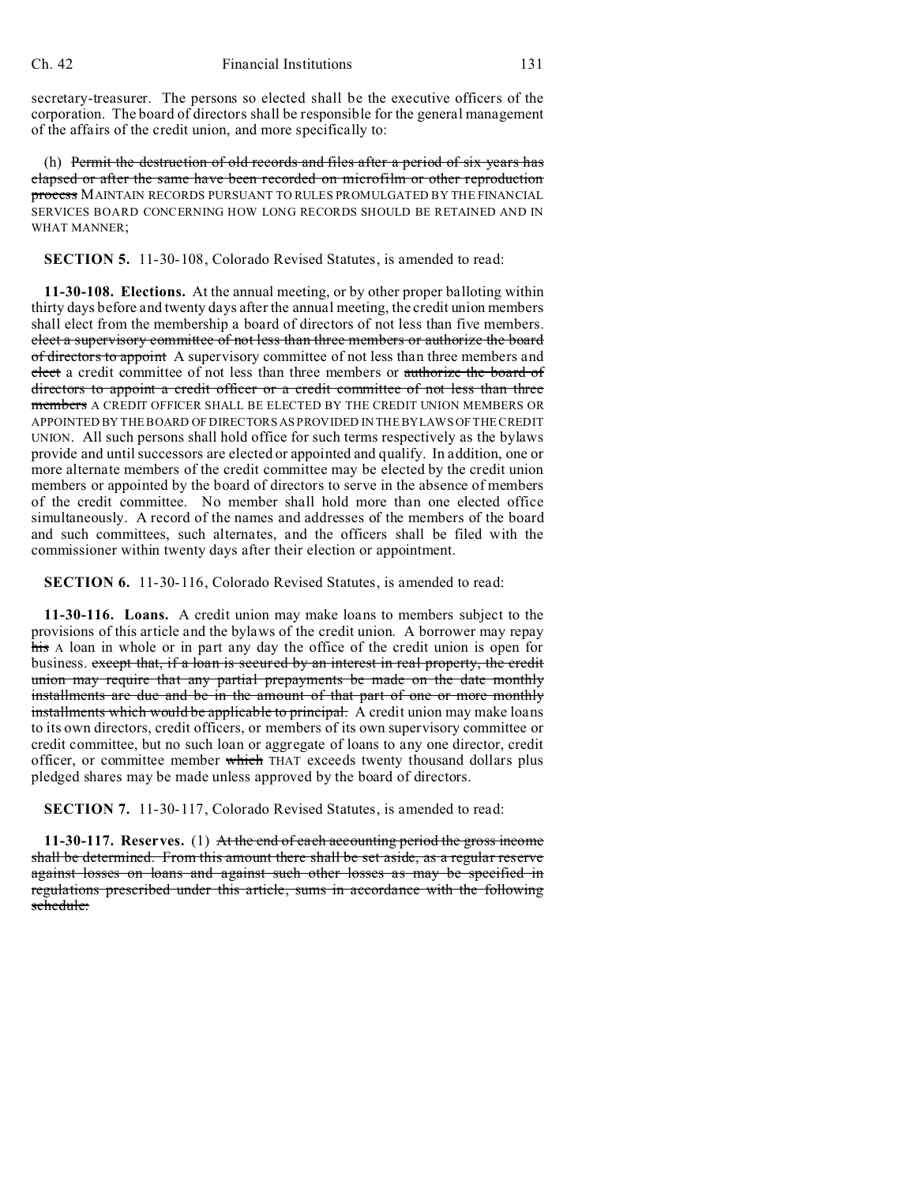secretary-treasurer. The persons so elected shall be the executive officers of the corporation. The board of directors shall be responsible for the general management of the affairs of the credit union, and more specifically to:

(h) ~~Permit the destruction of old records and files after a period of six years has elapsed or after the same have been recorded on microfilm or other reproduction process~~ MAINTAIN RECORDS PURSUANT TO RULES PROMULGATED BY THE FINANCIAL SERVICES BOARD CONCERNING HOW LONG RECORDS SHOULD BE RETAINED AND IN WHAT MANNER;

**SECTION 5.** 11-30-108, Colorado Revised Statutes, is amended to read:

**11-30-108. Elections.** At the annual meeting, or by other proper balloting within thirty days before and twenty days after the annual meeting, the credit union members shall elect from the membership a board of directors of not less than five members. ~~elect a supervisory committee of not less than three members or authorize the board of directors to appoint~~ A supervisory committee of not less than three members and ~~elect~~ a credit committee of not less than three members or ~~authorize the board of directors to appoint a credit officer or a credit committee of not less than three members~~ A CREDIT OFFICER SHALL BE ELECTED BY THE CREDIT UNION MEMBERS OR APPOINTED BY THE BOARD OF DIRECTORS AS PROVIDED IN THE BYLAWS OF THE CREDIT UNION. All such persons shall hold office for such terms respectively as the bylaws provide and until successors are elected or appointed and qualify. In addition, one or more alternate members of the credit committee may be elected by the credit union members or appointed by the board of directors to serve in the absence of members of the credit committee. No member shall hold more than one elected office simultaneously. A record of the names and addresses of the members of the board and such committees, such alternates, and the officers shall be filed with the commissioner within twenty days after their election or appointment.

**SECTION 6.** 11-30-116, Colorado Revised Statutes, is amended to read:

**11-30-116. Loans.** A credit union may make loans to members subject to the provisions of this article and the bylaws of the credit union. A borrower may repay ~~his~~ A loan in whole or in part any day the office of the credit union is open for business. ~~except that, if a loan is secured by an interest in real property, the credit union may require that any partial prepayments be made on the date monthly installments are due and be in the amount of that part of one or more monthly installments which would be applicable to principal.~~ A credit union may make loans to its own directors, credit officers, or members of its own supervisory committee or credit committee, but no such loan or aggregate of loans to any one director, credit officer, or committee member ~~which~~ THAT exceeds twenty thousand dollars plus pledged shares may be made unless approved by the board of directors.

**SECTION 7.** 11-30-117, Colorado Revised Statutes, is amended to read:

**11-30-117. Reserves.** (1) ~~At the end of each accounting period the gross income shall be determined. From this amount there shall be set aside, as a regular reserve against losses on loans and against such other losses as may be specified in regulations prescribed under this article, sums in accordance with the following schedule:~~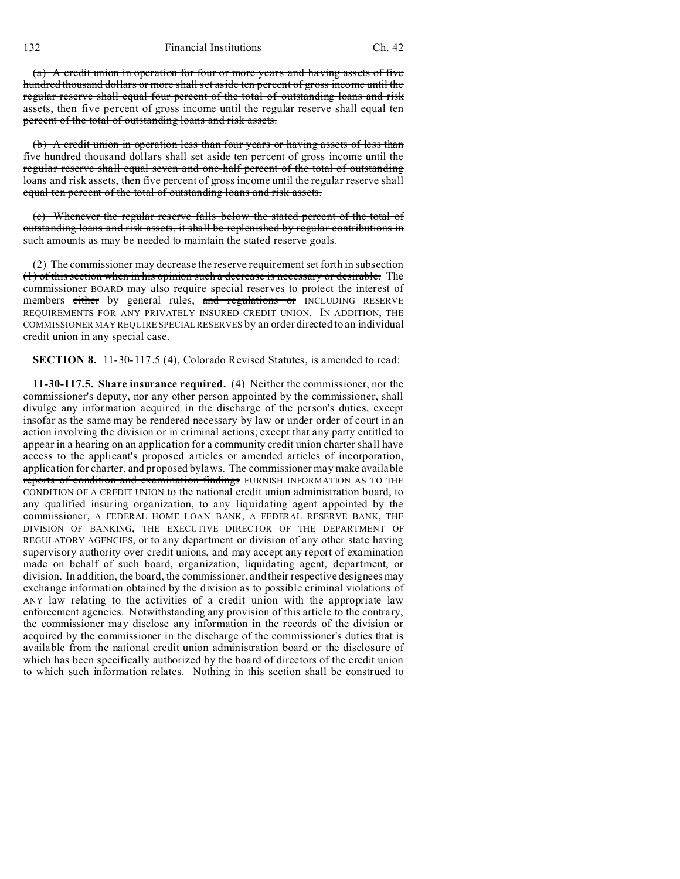(a) ~~A credit union in operation for four or more years and having assets of five hundred thousand dollars or more shall set aside ten percent of gross income until the regular reserve shall equal four percent of the total of outstanding loans and risk assets, then five percent of gross income until the regular reserve shall equal ten percent of the total of outstanding loans and risk assets.~~

(b) ~~A credit union in operation less than four years or having assets of less than five hundred thousand dollars shall set aside ten percent of gross income until the regular reserve shall equal seven and one-half percent of the total of outstanding loans and risk assets, then five percent of gross income until the regular reserve shall equal ten percent of the total of outstanding loans and risk assets.~~

(c) ~~Whenever the regular reserve falls below the stated percent of the total of outstanding loans and risk assets, it shall be replenished by regular contributions in such amounts as may be needed to maintain the stated reserve goals.~~

(2) ~~The commissioner may decrease the reserve requirement set forth in subsection (1) of this section when in his opinion such a decrease is necessary or desirable.~~ The ~~commissioner~~ BOARD may ~~also~~ require ~~special~~ reserves to protect the interest of members ~~either~~ by general rules, ~~and regulations or~~ INCLUDING RESERVE REQUIREMENTS FOR ANY PRIVATELY INSURED CREDIT UNION. IN ADDITION, THE COMMISSIONER MAY REQUIRE SPECIAL RESERVES by an order directed to an individual credit union in any special case.

**SECTION 8.** 11-30-117.5 (4), Colorado Revised Statutes, is amended to read:

**11-30-117.5. Share insurance required.** (4) Neither the commissioner, nor the commissioner's deputy, nor any other person appointed by the commissioner, shall divulge any information acquired in the discharge of the person's duties, except insofar as the same may be rendered necessary by law or under order of court in an action involving the division or in criminal actions; except that any party entitled to appear in a hearing on an application for a community credit union charter shall have access to the applicant's proposed articles or amended articles of incorporation, application for charter, and proposed bylaws. The commissioner may ~~make available reports of condition and examination findings~~ FURNISH INFORMATION AS TO THE CONDITION OF A CREDIT UNION to the national credit union administration board, to any qualified insuring organization, to any liquidating agent appointed by the commissioner, A FEDERAL HOME LOAN BANK, A FEDERAL RESERVE BANK, THE DIVISION OF BANKING, THE EXECUTIVE DIRECTOR OF THE DEPARTMENT OF REGULATORY AGENCIES, or to any department or division of any other state having supervisory authority over credit unions, and may accept any report of examination made on behalf of such board, organization, liquidating agent, department, or division. In addition, the board, the commissioner, and their respective designees may exchange information obtained by the division as to possible criminal violations of ANY law relating to the activities of a credit union with the appropriate law enforcement agencies. Notwithstanding any provision of this article to the contrary, the commissioner may disclose any information in the records of the division or acquired by the commissioner in the discharge of the commissioner's duties that is available from the national credit union administration board or the disclosure of which has been specifically authorized by the board of directors of the credit union to which such information relates. Nothing in this section shall be construed to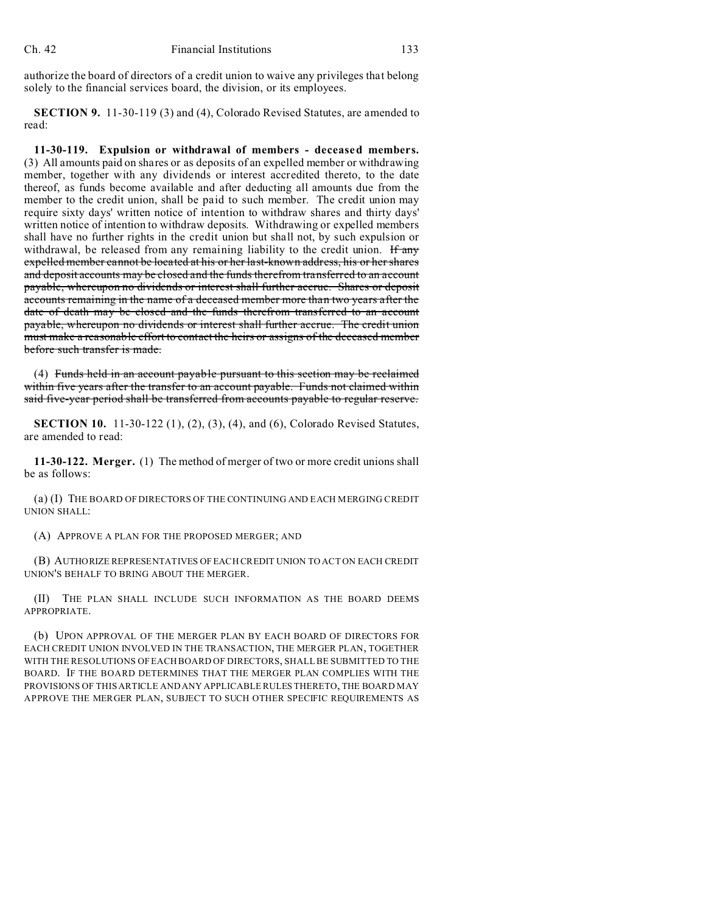authorize the board of directors of a credit union to waive any privileges that belong solely to the financial services board, the division, or its employees.

**SECTION 9.** 11-30-119 (3) and (4), Colorado Revised Statutes, are amended to read:

**11-30-119. Expulsion or withdrawal of members - deceased members.** (3) All amounts paid on shares or as deposits of an expelled member or withdrawing member, together with any dividends or interest accredited thereto, to the date thereof, as funds become available and after deducting all amounts due from the member to the credit union, shall be paid to such member. The credit union may require sixty days' written notice of intention to withdraw shares and thirty days' written notice of intention to withdraw deposits. Withdrawing or expelled members shall have no further rights in the credit union but shall not, by such expulsion or withdrawal, be released from any remaining liability to the credit union. ~~If any expelled member cannot be located at his or her last-known address, his or her shares and deposit accounts may be closed and the funds therefrom transferred to an account payable, whereupon no dividends or interest shall further accrue. Shares or deposit accounts remaining in the name of a deceased member more than two years after the date of death may be closed and the funds therefrom transferred to an account payable, whereupon no dividends or interest shall further accrue. The credit union must make a reasonable effort to contact the heirs or assigns of the deceased member before such transfer is made.~~

(4) ~~Funds held in an account payable pursuant to this section may be reclaimed within five years after the transfer to an account payable. Funds not claimed within said five-year period shall be transferred from accounts payable to regular reserve.~~

**SECTION 10.** 11-30-122 (1), (2), (3), (4), and (6), Colorado Revised Statutes, are amended to read:

**11-30-122. Merger.** (1) The method of merger of two or more credit unions shall be as follows:

(a) (I) THE BOARD OF DIRECTORS OF THE CONTINUING AND EACH MERGING CREDIT UNION SHALL:

(A) APPROVE A PLAN FOR THE PROPOSED MERGER; AND

(B) AUTHORIZE REPRESENTATIVES OF EACH CREDIT UNION TO ACT ON EACH CREDIT UNION'S BEHALF TO BRING ABOUT THE MERGER.

(II) THE PLAN SHALL INCLUDE SUCH INFORMATION AS THE BOARD DEEMS APPROPRIATE.

(b) UPON APPROVAL OF THE MERGER PLAN BY EACH BOARD OF DIRECTORS FOR EACH CREDIT UNION INVOLVED IN THE TRANSACTION, THE MERGER PLAN, TOGETHER WITH THE RESOLUTIONS OF EACH BOARD OF DIRECTORS, SHALL BE SUBMITTED TO THE BOARD. IF THE BOARD DETERMINES THAT THE MERGER PLAN COMPLIES WITH THE PROVISIONS OF THIS ARTICLE AND ANY APPLICABLE RULES THERETO, THE BOARD MAY APPROVE THE MERGER PLAN, SUBJECT TO SUCH OTHER SPECIFIC REQUIREMENTS AS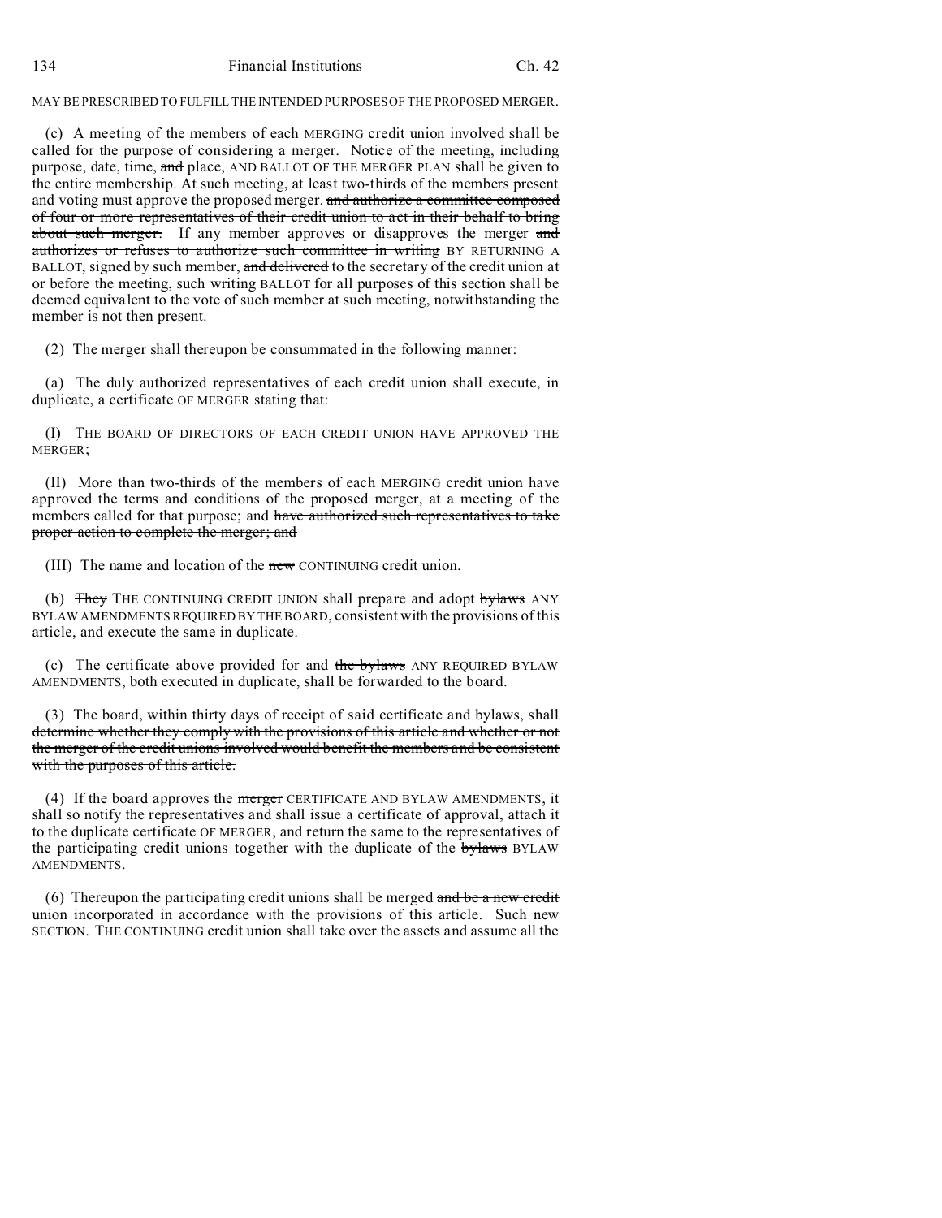MAY BE PRESCRIBED TO FULFILL THE INTENDED PURPOSES OF THE PROPOSED MERGER.

(c) A meeting of the members of each MERGING credit union involved shall be called for the purpose of considering a merger. Notice of the meeting, including purpose, date, time, ~~and~~ place, AND BALLOT OF THE MERGER PLAN shall be given to the entire membership. At such meeting, at least two-thirds of the members present and voting must approve the proposed merger. ~~and authorize a committee composed of four or more representatives of their credit union to act in their behalf to bring about such merger.~~ If any member approves or disapproves the merger ~~and authorizes or refuses to authorize such committee in writing~~ BY RETURNING A BALLOT, signed by such member, ~~and delivered~~ to the secretary of the credit union at or before the meeting, such ~~writing~~ BALLOT for all purposes of this section shall be deemed equivalent to the vote of such member at such meeting, notwithstanding the member is not then present.

(2) The merger shall thereupon be consummated in the following manner:

(a) The duly authorized representatives of each credit union shall execute, in duplicate, a certificate OF MERGER stating that:

(I) THE BOARD OF DIRECTORS OF EACH CREDIT UNION HAVE APPROVED THE MERGER;

(II) More than two-thirds of the members of each MERGING credit union have approved the terms and conditions of the proposed merger, at a meeting of the members called for that purpose; and ~~have authorized such representatives to take proper action to complete the merger; and~~

(III) The name and location of the ~~new~~ CONTINUING credit union.

(b) ~~They~~ THE CONTINUING CREDIT UNION shall prepare and adopt ~~bylaws~~ ANY BYLAW AMENDMENTS REQUIRED BY THE BOARD, consistent with the provisions of this article, and execute the same in duplicate.

(c) The certificate above provided for and ~~the bylaws~~ ANY REQUIRED BYLAW AMENDMENTS, both executed in duplicate, shall be forwarded to the board.

(3) ~~The board, within thirty days of receipt of said certificate and bylaws, shall determine whether they comply with the provisions of this article and whether or not the merger of the credit unions involved would benefit the members and be consistent with the purposes of this article.~~

(4) If the board approves the ~~merger~~ CERTIFICATE AND BYLAW AMENDMENTS, it shall so notify the representatives and shall issue a certificate of approval, attach it to the duplicate certificate OF MERGER, and return the same to the representatives of the participating credit unions together with the duplicate of the ~~bylaws~~ BYLAW AMENDMENTS.

(6) Thereupon the participating credit unions shall be merged ~~and be a new credit union incorporated~~ in accordance with the provisions of this ~~article. Such new~~ SECTION. THE CONTINUING credit union shall take over the assets and assume all the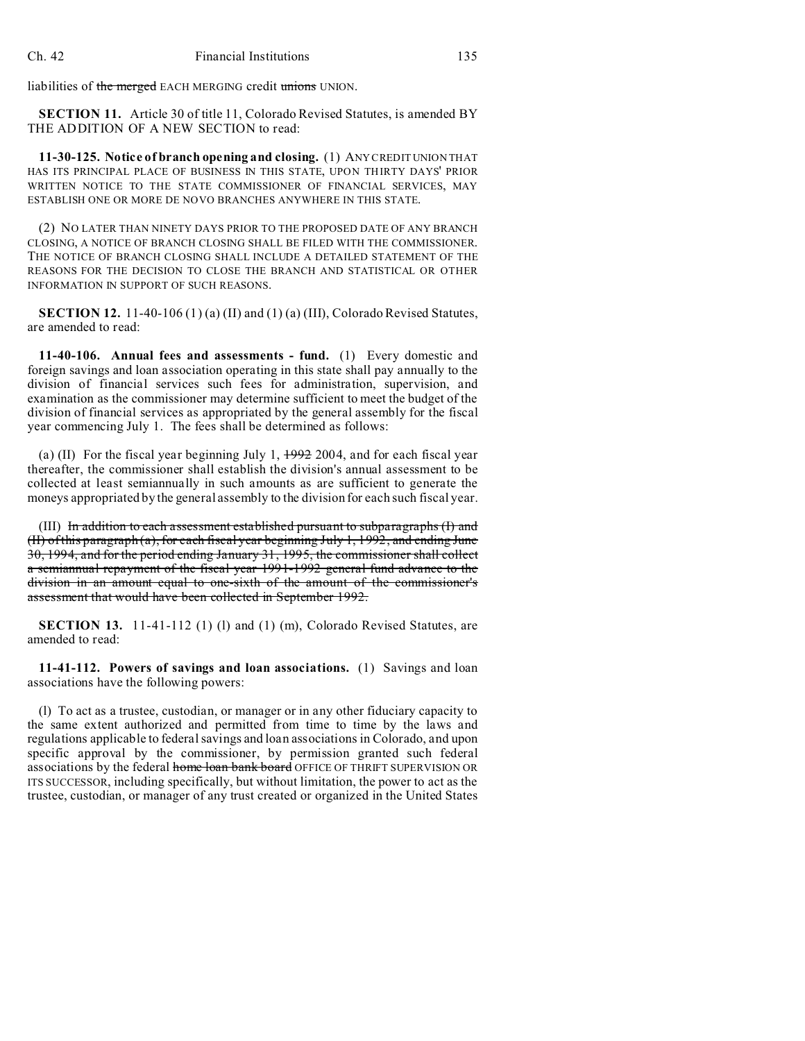liabilities of ~~the merged~~ EACH MERGING credit ~~unions~~ UNION.

**SECTION 11.** Article 30 of title 11, Colorado Revised Statutes, is amended BY THE ADDITION OF A NEW SECTION to read:

**11-30-125. Notice of branch opening and closing.** (1) ANY CREDIT UNION THAT HAS ITS PRINCIPAL PLACE OF BUSINESS IN THIS STATE, UPON THIRTY DAYS' PRIOR WRITTEN NOTICE TO THE STATE COMMISSIONER OF FINANCIAL SERVICES, MAY ESTABLISH ONE OR MORE DE NOVO BRANCHES ANYWHERE IN THIS STATE.

(2) NO LATER THAN NINETY DAYS PRIOR TO THE PROPOSED DATE OF ANY BRANCH CLOSING, A NOTICE OF BRANCH CLOSING SHALL BE FILED WITH THE COMMISSIONER. THE NOTICE OF BRANCH CLOSING SHALL INCLUDE A DETAILED STATEMENT OF THE REASONS FOR THE DECISION TO CLOSE THE BRANCH AND STATISTICAL OR OTHER INFORMATION IN SUPPORT OF SUCH REASONS.

**SECTION 12.** 11-40-106 (1) (a) (II) and (1) (a) (III), Colorado Revised Statutes, are amended to read:

**11-40-106. Annual fees and assessments - fund.** (1) Every domestic and foreign savings and loan association operating in this state shall pay annually to the division of financial services such fees for administration, supervision, and examination as the commissioner may determine sufficient to meet the budget of the division of financial services as appropriated by the general assembly for the fiscal year commencing July 1. The fees shall be determined as follows:

(a) (II) For the fiscal year beginning July 1, ~~1992~~ 2004, and for each fiscal year thereafter, the commissioner shall establish the division's annual assessment to be collected at least semiannually in such amounts as are sufficient to generate the moneys appropriated by the general assembly to the division for each such fiscal year.

(III) ~~In addition to each assessment established pursuant to subparagraphs (I) and (II) of this paragraph (a), for each fiscal year beginning July 1, 1992, and ending June 30, 1994, and for the period ending January 31, 1995, the commissioner shall collect a semiannual repayment of the fiscal year 1991-1992 general fund advance to the division in an amount equal to one-sixth of the amount of the commissioner's assessment that would have been collected in September 1992.~~

**SECTION 13.** 11-41-112 (1) (l) and (1) (m), Colorado Revised Statutes, are amended to read:

**11-41-112. Powers of savings and loan associations.** (1) Savings and loan associations have the following powers:

(l) To act as a trustee, custodian, or manager or in any other fiduciary capacity to the same extent authorized and permitted from time to time by the laws and regulations applicable to federal savings and loan associations in Colorado, and upon specific approval by the commissioner, by permission granted such federal associations by the federal ~~home loan bank board~~ OFFICE OF THRIFT SUPERVISION OR ITS SUCCESSOR, including specifically, but without limitation, the power to act as the trustee, custodian, or manager of any trust created or organized in the United States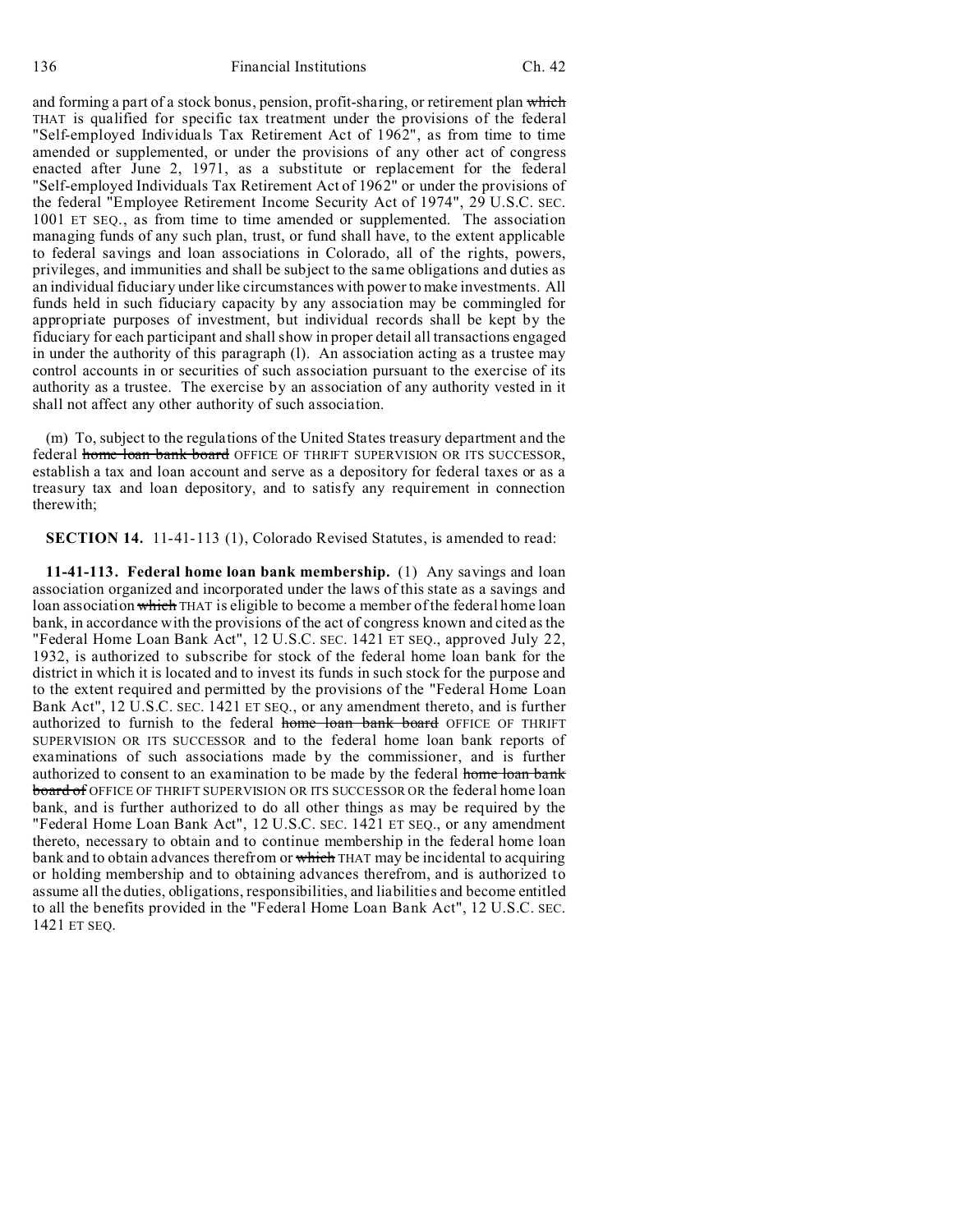and forming a part of a stock bonus, pension, profit-sharing, or retirement plan ~~which~~ THAT is qualified for specific tax treatment under the provisions of the federal "Self-employed Individuals Tax Retirement Act of 1962", as from time to time amended or supplemented, or under the provisions of any other act of congress enacted after June 2, 1971, as a substitute or replacement for the federal "Self-employed Individuals Tax Retirement Act of 1962" or under the provisions of the federal "Employee Retirement Income Security Act of 1974", 29 U.S.C. SEC. 1001 ET SEQ., as from time to time amended or supplemented. The association managing funds of any such plan, trust, or fund shall have, to the extent applicable to federal savings and loan associations in Colorado, all of the rights, powers, privileges, and immunities and shall be subject to the same obligations and duties as an individual fiduciary under like circumstances with power to make investments. All funds held in such fiduciary capacity by any association may be commingled for appropriate purposes of investment, but individual records shall be kept by the fiduciary for each participant and shall show in proper detail all transactions engaged in under the authority of this paragraph (l). An association acting as a trustee may control accounts in or securities of such association pursuant to the exercise of its authority as a trustee. The exercise by an association of any authority vested in it shall not affect any other authority of such association.

(m) To, subject to the regulations of the United States treasury department and the federal ~~home loan bank board~~ OFFICE OF THRIFT SUPERVISION OR ITS SUCCESSOR, establish a tax and loan account and serve as a depository for federal taxes or as a treasury tax and loan depository, and to satisfy any requirement in connection therewith;

**SECTION 14.** 11-41-113 (1), Colorado Revised Statutes, is amended to read:

**11-41-113. Federal home loan bank membership.** (1) Any savings and loan association organized and incorporated under the laws of this state as a savings and loan association ~~which~~ THAT is eligible to become a member of the federal home loan bank, in accordance with the provisions of the act of congress known and cited as the "Federal Home Loan Bank Act", 12 U.S.C. SEC. 1421 ET SEQ., approved July 22, 1932, is authorized to subscribe for stock of the federal home loan bank for the district in which it is located and to invest its funds in such stock for the purpose and to the extent required and permitted by the provisions of the "Federal Home Loan Bank Act", 12 U.S.C. SEC. 1421 ET SEQ., or any amendment thereto, and is further authorized to furnish to the federal ~~home loan bank board~~ OFFICE OF THRIFT SUPERVISION OR ITS SUCCESSOR and to the federal home loan bank reports of examinations of such associations made by the commissioner, and is further authorized to consent to an examination to be made by the federal ~~home loan bank board of~~ OFFICE OF THRIFT SUPERVISION OR ITS SUCCESSOR OR the federal home loan bank, and is further authorized to do all other things as may be required by the "Federal Home Loan Bank Act", 12 U.S.C. SEC. 1421 ET SEQ., or any amendment thereto, necessary to obtain and to continue membership in the federal home loan bank and to obtain advances therefrom or ~~which~~ THAT may be incidental to acquiring or holding membership and to obtaining advances therefrom, and is authorized to assume all the duties, obligations, responsibilities, and liabilities and become entitled to all the benefits provided in the "Federal Home Loan Bank Act", 12 U.S.C. SEC. 1421 ET SEQ.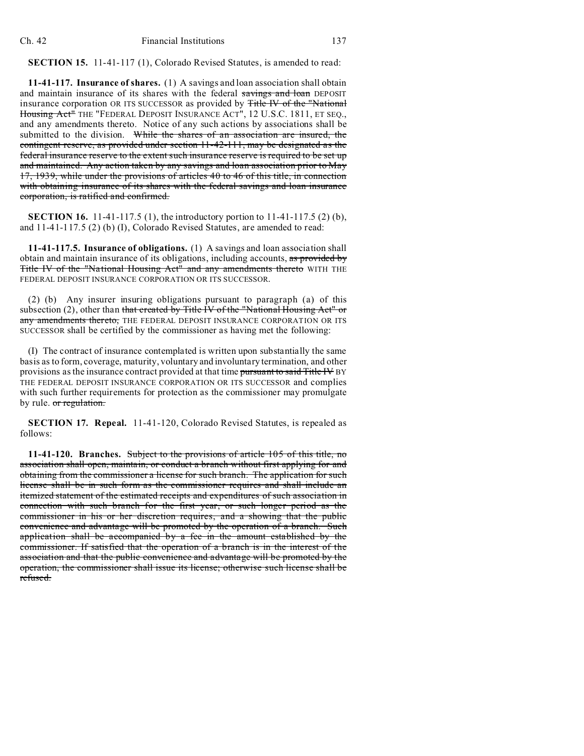**SECTION 15.** 11-41-117 (1), Colorado Revised Statutes, is amended to read:

**11-41-117. Insurance of shares.** (1) A savings and loan association shall obtain and maintain insurance of its shares with the federal ~~savings and loan~~ DEPOSIT insurance corporation OR ITS SUCCESSOR as provided by ~~Title IV of the "National Housing Act"~~ THE "FEDERAL DEPOSIT INSURANCE ACT", 12 U.S.C. 1811, ET SEQ., and any amendments thereto. Notice of any such actions by associations shall be submitted to the division. ~~While the shares of an association are insured, the contingent reserve, as provided under section 11-42-111, may be designated as the federal insurance reserve to the extent such insurance reserve is required to be set up and maintained. Any action taken by any savings and loan association prior to May 17, 1939, while under the provisions of articles 40 to 46 of this title, in connection with obtaining insurance of its shares with the federal savings and loan insurance corporation, is ratified and confirmed.~~

**SECTION 16.** 11-41-117.5 (1), the introductory portion to 11-41-117.5 (2) (b), and 11-41-117.5 (2) (b) (I), Colorado Revised Statutes, are amended to read:

**11-41-117.5. Insurance of obligations.** (1) A savings and loan association shall obtain and maintain insurance of its obligations, including accounts, ~~as provided by Title IV of the "National Housing Act" and any amendments thereto~~ WITH THE FEDERAL DEPOSIT INSURANCE CORPORATION OR ITS SUCCESSOR.

(2) (b) Any insurer insuring obligations pursuant to paragraph (a) of this subsection (2), other than ~~that created by Title IV of the "National Housing Act" or any amendments thereto,~~ THE FEDERAL DEPOSIT INSURANCE CORPORATION OR ITS SUCCESSOR shall be certified by the commissioner as having met the following:

(I) The contract of insurance contemplated is written upon substantially the same basis as to form, coverage, maturity, voluntary and involuntary termination, and other provisions as the insurance contract provided at that time ~~pursuant to said Title IV~~ BY THE FEDERAL DEPOSIT INSURANCE CORPORATION OR ITS SUCCESSOR and complies with such further requirements for protection as the commissioner may promulgate by rule. ~~or regulation.~~

**SECTION 17. Repeal.** 11-41-120, Colorado Revised Statutes, is repealed as follows:

**11-41-120. Branches.** ~~Subject to the provisions of article 105 of this title, no association shall open, maintain, or conduct a branch without first applying for and obtaining from the commissioner a license for such branch. The application for such license shall be in such form as the commissioner requires and shall include an itemized statement of the estimated receipts and expenditures of such association in connection with such branch for the first year, or such longer period as the commissioner in his or her discretion requires, and a showing that the public convenience and advantage will be promoted by the operation of a branch. Such application shall be accompanied by a fee in the amount established by the commissioner. If satisfied that the operation of a branch is in the interest of the association and that the public convenience and advantage will be promoted by the operation, the commissioner shall issue its license; otherwise such license shall be refused.~~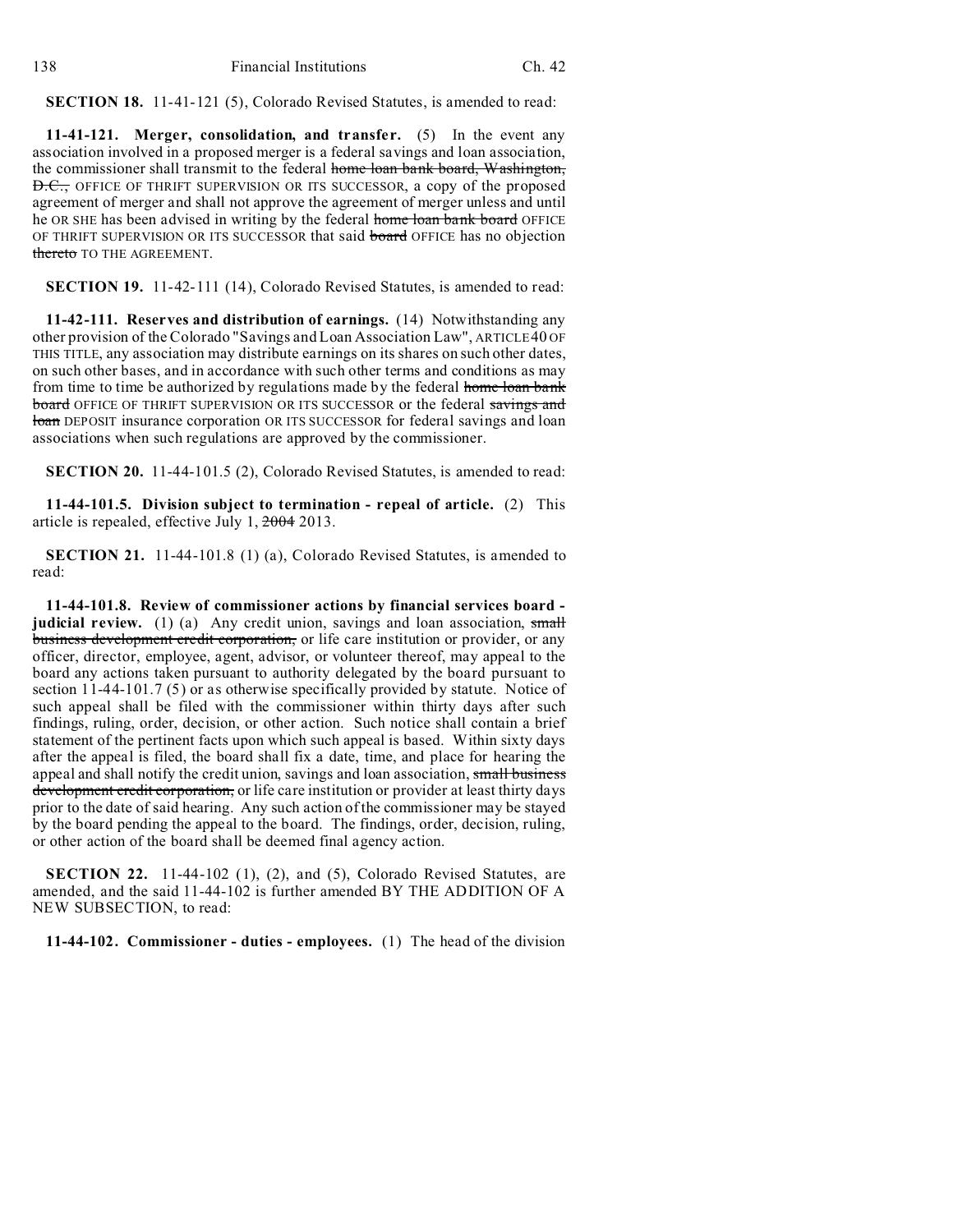**SECTION 18.** 11-41-121 (5), Colorado Revised Statutes, is amended to read:

**11-41-121. Merger, consolidation, and transfer.** (5) In the event any association involved in a proposed merger is a federal savings and loan association, the commissioner shall transmit to the federal ~~home loan bank board, Washington, D.C.,~~ OFFICE OF THRIFT SUPERVISION OR ITS SUCCESSOR, a copy of the proposed agreement of merger and shall not approve the agreement of merger unless and until he OR SHE has been advised in writing by the federal ~~home loan bank board~~ OFFICE OF THRIFT SUPERVISION OR ITS SUCCESSOR that said ~~board~~ OFFICE has no objection ~~thereto~~ TO THE AGREEMENT.

**SECTION 19.** 11-42-111 (14), Colorado Revised Statutes, is amended to read:

**11-42-111. Reserves and distribution of earnings.** (14) Notwithstanding any other provision of the Colorado "Savings and Loan Association Law", ARTICLE 40 OF THIS TITLE, any association may distribute earnings on its shares on such other dates, on such other bases, and in accordance with such other terms and conditions as may from time to time be authorized by regulations made by the federal ~~home loan bank board~~ OFFICE OF THRIFT SUPERVISION OR ITS SUCCESSOR or the federal ~~savings and loan~~ DEPOSIT insurance corporation OR ITS SUCCESSOR for federal savings and loan associations when such regulations are approved by the commissioner.

**SECTION 20.** 11-44-101.5 (2), Colorado Revised Statutes, is amended to read:

**11-44-101.5. Division subject to termination - repeal of article.** (2) This article is repealed, effective July 1, ~~2004~~ 2013.

**SECTION 21.** 11-44-101.8 (1) (a), Colorado Revised Statutes, is amended to read:

**11-44-101.8. Review of commissioner actions by financial services board - judicial review.** (1) (a) Any credit union, savings and loan association, ~~small business development credit corporation,~~ or life care institution or provider, or any officer, director, employee, agent, advisor, or volunteer thereof, may appeal to the board any actions taken pursuant to authority delegated by the board pursuant to section 11-44-101.7 (5) or as otherwise specifically provided by statute. Notice of such appeal shall be filed with the commissioner within thirty days after such findings, ruling, order, decision, or other action. Such notice shall contain a brief statement of the pertinent facts upon which such appeal is based. Within sixty days after the appeal is filed, the board shall fix a date, time, and place for hearing the appeal and shall notify the credit union, savings and loan association, ~~small business development credit corporation,~~ or life care institution or provider at least thirty days prior to the date of said hearing. Any such action of the commissioner may be stayed by the board pending the appeal to the board. The findings, order, decision, ruling, or other action of the board shall be deemed final agency action.

**SECTION 22.** 11-44-102 (1), (2), and (5), Colorado Revised Statutes, are amended, and the said 11-44-102 is further amended BY THE ADDITION OF A NEW SUBSECTION, to read:

**11-44-102. Commissioner - duties - employees.** (1) The head of the division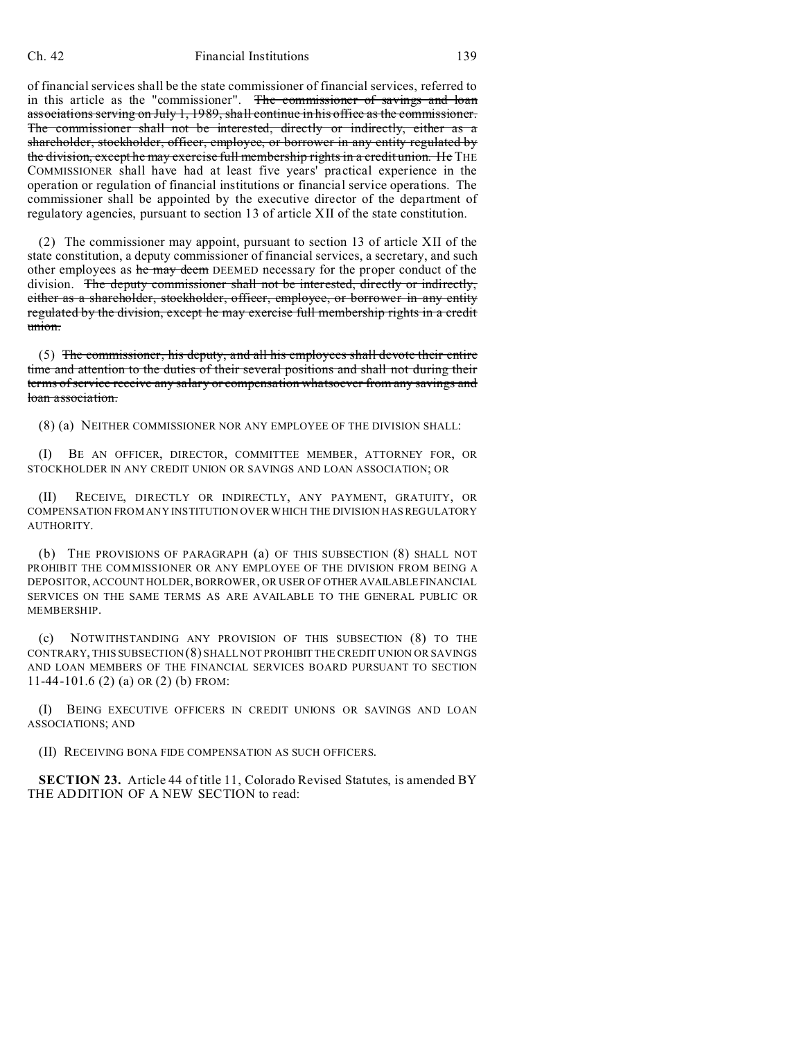of financial services shall be the state commissioner of financial services, referred to in this article as the "commissioner". ~~The commissioner of savings and loan associations serving on July 1, 1989, shall continue in his office as the commissioner. The commissioner shall not be interested, directly or indirectly, either as a shareholder, stockholder, officer, employee, or borrower in any entity regulated by the division, except he may exercise full membership rights in a credit union. He~~ THE COMMISSIONER shall have had at least five years' practical experience in the operation or regulation of financial institutions or financial service operations. The commissioner shall be appointed by the executive director of the department of regulatory agencies, pursuant to section 13 of article XII of the state constitution.

(2) The commissioner may appoint, pursuant to section 13 of article XII of the state constitution, a deputy commissioner of financial services, a secretary, and such other employees as ~~he may deem~~ DEEMED necessary for the proper conduct of the division. ~~The deputy commissioner shall not be interested, directly or indirectly, either as a shareholder, stockholder, officer, employee, or borrower in any entity regulated by the division, except he may exercise full membership rights in a credit union.~~

(5) ~~The commissioner, his deputy, and all his employees shall devote their entire time and attention to the duties of their several positions and shall not during their terms of service receive any salary or compensation whatsoever from any savings and loan association.~~

(8) (a) NEITHER COMMISSIONER NOR ANY EMPLOYEE OF THE DIVISION SHALL:

(I) BE AN OFFICER, DIRECTOR, COMMITTEE MEMBER, ATTORNEY FOR, OR STOCKHOLDER IN ANY CREDIT UNION OR SAVINGS AND LOAN ASSOCIATION; OR

(II) RECEIVE, DIRECTLY OR INDIRECTLY, ANY PAYMENT, GRATUITY, OR COMPENSATION FROM ANY INSTITUTION OVER WHICH THE DIVISION HAS REGULATORY AUTHORITY.

(b) THE PROVISIONS OF PARAGRAPH (a) OF THIS SUBSECTION (8) SHALL NOT PROHIBIT THE COMMISSIONER OR ANY EMPLOYEE OF THE DIVISION FROM BEING A DEPOSITOR, ACCOUNT HOLDER, BORROWER, OR USER OF OTHER AVAILABLE FINANCIAL SERVICES ON THE SAME TERMS AS ARE AVAILABLE TO THE GENERAL PUBLIC OR MEMBERSHIP.

(c) NOTWITHSTANDING ANY PROVISION OF THIS SUBSECTION (8) TO THE CONTRARY, THIS SUBSECTION (8) SHALL NOT PROHIBIT THE CREDIT UNION OR SAVINGS AND LOAN MEMBERS OF THE FINANCIAL SERVICES BOARD PURSUANT TO SECTION 11-44-101.6 (2) (a) OR (2) (b) FROM:

(I) BEING EXECUTIVE OFFICERS IN CREDIT UNIONS OR SAVINGS AND LOAN ASSOCIATIONS; AND

(II) RECEIVING BONA FIDE COMPENSATION AS SUCH OFFICERS.

**SECTION 23.** Article 44 of title 11, Colorado Revised Statutes, is amended BY THE ADDITION OF A NEW SECTION to read: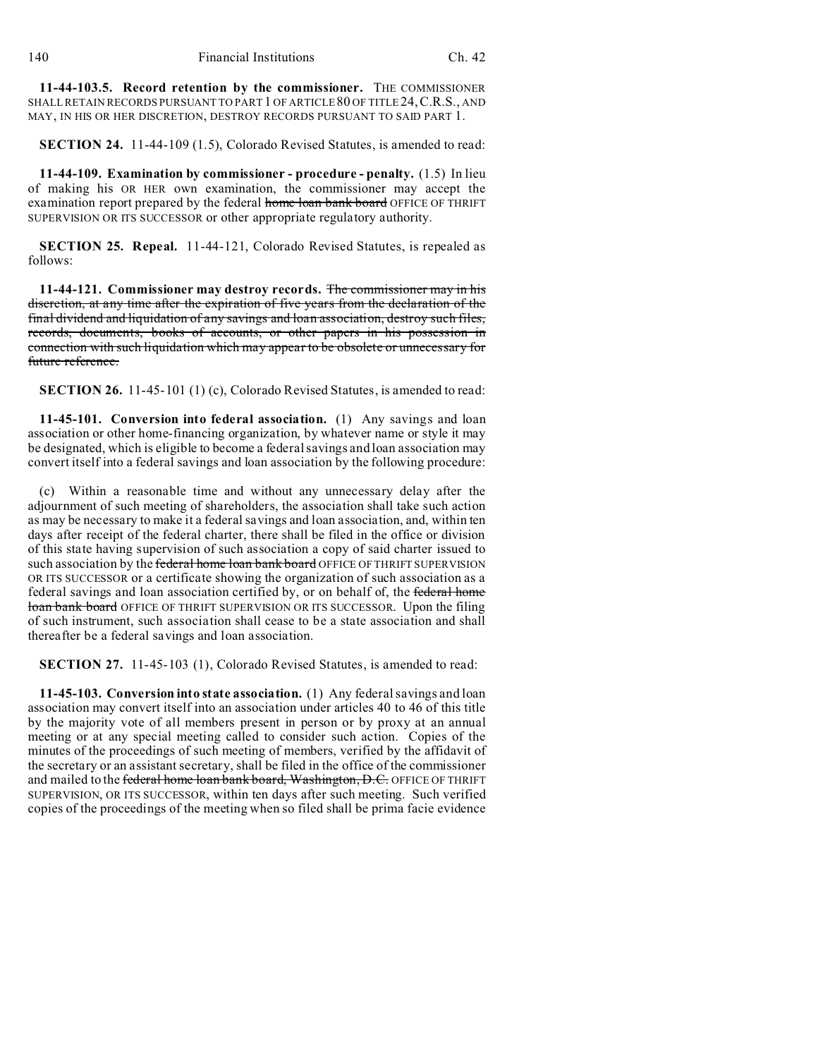**11-44-103.5. Record retention by the commissioner.** THE COMMISSIONER SHALL RETAIN RECORDS PURSUANT TO PART 1 OF ARTICLE 80 OF TITLE 24, C.R.S., AND MAY, IN HIS OR HER DISCRETION, DESTROY RECORDS PURSUANT TO SAID PART 1.

**SECTION 24.** 11-44-109 (1.5), Colorado Revised Statutes, is amended to read:

**11-44-109. Examination by commissioner - procedure - penalty.** (1.5) In lieu of making his OR HER own examination, the commissioner may accept the examination report prepared by the federal ~~home loan bank board~~ OFFICE OF THRIFT SUPERVISION OR ITS SUCCESSOR or other appropriate regulatory authority.

**SECTION 25. Repeal.** 11-44-121, Colorado Revised Statutes, is repealed as follows:

**11-44-121. Commissioner may destroy records.** ~~The commissioner may in his discretion, at any time after the expiration of five years from the declaration of the final dividend and liquidation of any savings and loan association, destroy such files, records, documents, books of accounts, or other papers in his possession in connection with such liquidation which may appear to be obsolete or unnecessary for future reference.~~

**SECTION 26.** 11-45-101 (1) (c), Colorado Revised Statutes, is amended to read:

**11-45-101. Conversion into federal association.** (1) Any savings and loan association or other home-financing organization, by whatever name or style it may be designated, which is eligible to become a federal savings and loan association may convert itself into a federal savings and loan association by the following procedure:

(c) Within a reasonable time and without any unnecessary delay after the adjournment of such meeting of shareholders, the association shall take such action as may be necessary to make it a federal savings and loan association, and, within ten days after receipt of the federal charter, there shall be filed in the office or division of this state having supervision of such association a copy of said charter issued to such association by the ~~federal home loan bank board~~ OFFICE OF THRIFT SUPERVISION OR ITS SUCCESSOR or a certificate showing the organization of such association as a federal savings and loan association certified by, or on behalf of, the ~~federal home loan bank board~~ OFFICE OF THRIFT SUPERVISION OR ITS SUCCESSOR. Upon the filing of such instrument, such association shall cease to be a state association and shall thereafter be a federal savings and loan association.

**SECTION 27.** 11-45-103 (1), Colorado Revised Statutes, is amended to read:

**11-45-103. Conversion into state association.** (1) Any federal savings and loan association may convert itself into an association under articles 40 to 46 of this title by the majority vote of all members present in person or by proxy at an annual meeting or at any special meeting called to consider such action. Copies of the minutes of the proceedings of such meeting of members, verified by the affidavit of the secretary or an assistant secretary, shall be filed in the office of the commissioner and mailed to the ~~federal home loan bank board, Washington, D.C.~~ OFFICE OF THRIFT SUPERVISION, OR ITS SUCCESSOR, within ten days after such meeting. Such verified copies of the proceedings of the meeting when so filed shall be prima facie evidence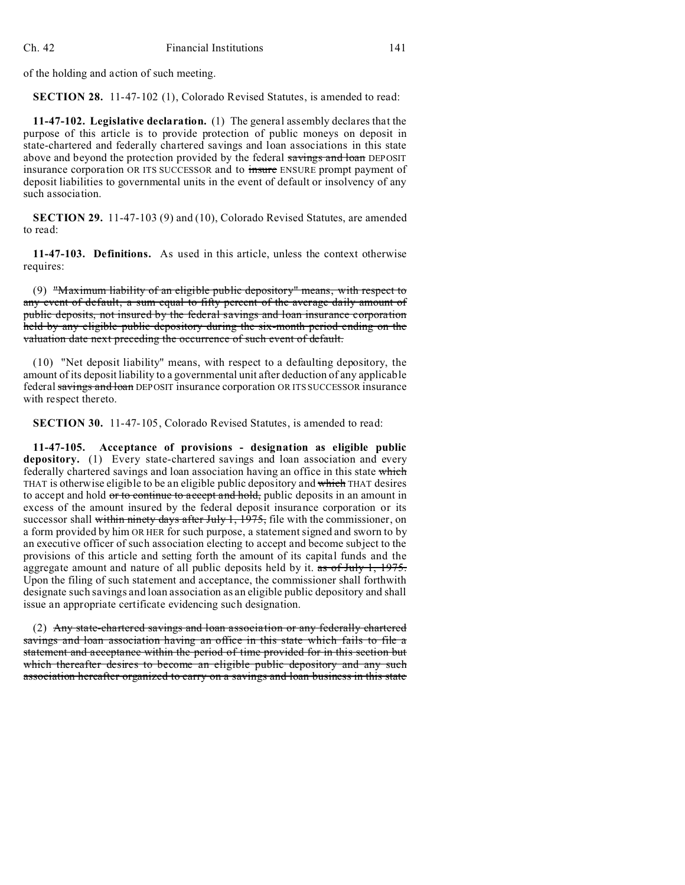of the holding and action of such meeting.

**SECTION 28.** 11-47-102 (1), Colorado Revised Statutes, is amended to read:

**11-47-102. Legislative declaration.** (1) The general assembly declares that the purpose of this article is to provide protection of public moneys on deposit in state-chartered and federally chartered savings and loan associations in this state above and beyond the protection provided by the federal ~~savings and loan~~ DEPOSIT insurance corporation OR ITS SUCCESSOR and to ~~insure~~ ENSURE prompt payment of deposit liabilities to governmental units in the event of default or insolvency of any such association.

**SECTION 29.** 11-47-103 (9) and (10), Colorado Revised Statutes, are amended to read:

**11-47-103. Definitions.** As used in this article, unless the context otherwise requires:

(9) ~~"Maximum liability of an eligible public depository" means, with respect to any event of default, a sum equal to fifty percent of the average daily amount of public deposits, not insured by the federal savings and loan insurance corporation held by any eligible public depository during the six-month period ending on the valuation date next preceding the occurrence of such event of default.~~

(10) "Net deposit liability" means, with respect to a defaulting depository, the amount of its deposit liability to a governmental unit after deduction of any applicable federal ~~savings and loan~~ DEPOSIT insurance corporation OR ITS SUCCESSOR insurance with respect thereto.

**SECTION 30.** 11-47-105, Colorado Revised Statutes, is amended to read:

**11-47-105. Acceptance of provisions - designation as eligible public depository.** (1) Every state-chartered savings and loan association and every federally chartered savings and loan association having an office in this state ~~which~~ THAT is otherwise eligible to be an eligible public depository and ~~which~~ THAT desires to accept and hold ~~or to continue to accept and hold,~~ public deposits in an amount in excess of the amount insured by the federal deposit insurance corporation or its successor shall ~~within ninety days after July 1, 1975,~~ file with the commissioner, on a form provided by him OR HER for such purpose, a statement signed and sworn to by an executive officer of such association electing to accept and become subject to the provisions of this article and setting forth the amount of its capital funds and the aggregate amount and nature of all public deposits held by it. ~~as of July 1, 1975.~~ Upon the filing of such statement and acceptance, the commissioner shall forthwith designate such savings and loan association as an eligible public depository and shall issue an appropriate certificate evidencing such designation.

(2) ~~Any state-chartered savings and loan association or any federally chartered savings and loan association having an office in this state which fails to file a statement and acceptance within the period of time provided for in this section but which thereafter desires to become an eligible public depository and any such association hereafter organized to carry on a savings and loan business in this state~~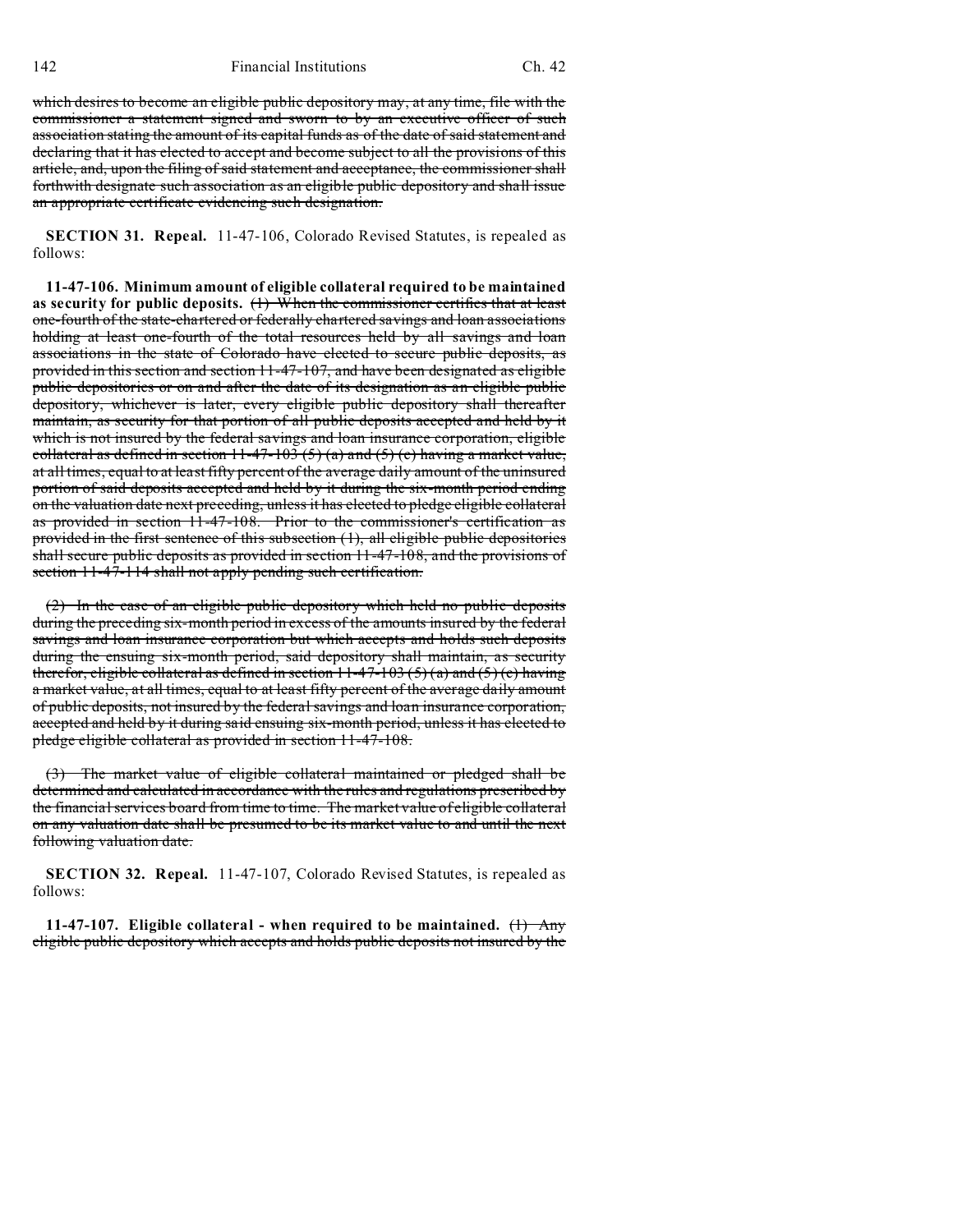which desires to become an eligible public depository may, at any time, file with the commissioner a statement signed and sworn to by an executive officer of such association stating the amount of its capital funds as of the date of said statement and declaring that it has elected to accept and become subject to all the provisions of this article, and, upon the filing of said statement and acceptance, the commissioner shall forthwith designate such association as an eligible public depository and shall issue an appropriate certificate evidencing such designation.

**SECTION 31. Repeal.** 11-47-106, Colorado Revised Statutes, is repealed as follows:

**11-47-106. Minimum amount of eligible collateral required to be maintained as security for public deposits.** (1) When the commissioner certifies that at least one-fourth of the state-chartered or federally chartered savings and loan associations holding at least one-fourth of the total resources held by all savings and loan associations in the state of Colorado have elected to secure public deposits, as provided in this section and section 11-47-107, and have been designated as eligible public depositories or on and after the date of its designation as an eligible public depository, whichever is later, every eligible public depository shall thereafter maintain, as security for that portion of all public deposits accepted and held by it which is not insured by the federal savings and loan insurance corporation, eligible collateral as defined in section 11-47-103 (5) (a) and (5) (c) having a market value, at all times, equal to at least fifty percent of the average daily amount of the uninsured portion of said deposits accepted and held by it during the six-month period ending on the valuation date next preceding, unless it has elected to pledge eligible collateral as provided in section 11-47-108. Prior to the commissioner's certification as provided in the first sentence of this subsection (1), all eligible public depositories shall secure public deposits as provided in section 11-47-108, and the provisions of section 11-47-114 shall not apply pending such certification.

(2) In the case of an eligible public depository which held no public deposits during the preceding six-month period in excess of the amounts insured by the federal savings and loan insurance corporation but which accepts and holds such deposits during the ensuing six-month period, said depository shall maintain, as security therefor, eligible collateral as defined in section 11-47-103 (5) (a) and (5) (c) having a market value, at all times, equal to at least fifty percent of the average daily amount of public deposits, not insured by the federal savings and loan insurance corporation, accepted and held by it during said ensuing six-month period, unless it has elected to pledge eligible collateral as provided in section 11-47-108.

(3) The market value of eligible collateral maintained or pledged shall be determined and calculated in accordance with the rules and regulations prescribed by the financial services board from time to time. The market value of eligible collateral on any valuation date shall be presumed to be its market value to and until the next following valuation date.

**SECTION 32. Repeal.** 11-47-107, Colorado Revised Statutes, is repealed as follows:

**11-47-107. Eligible collateral - when required to be maintained.** (1) Any eligible public depository which accepts and holds public deposits not insured by the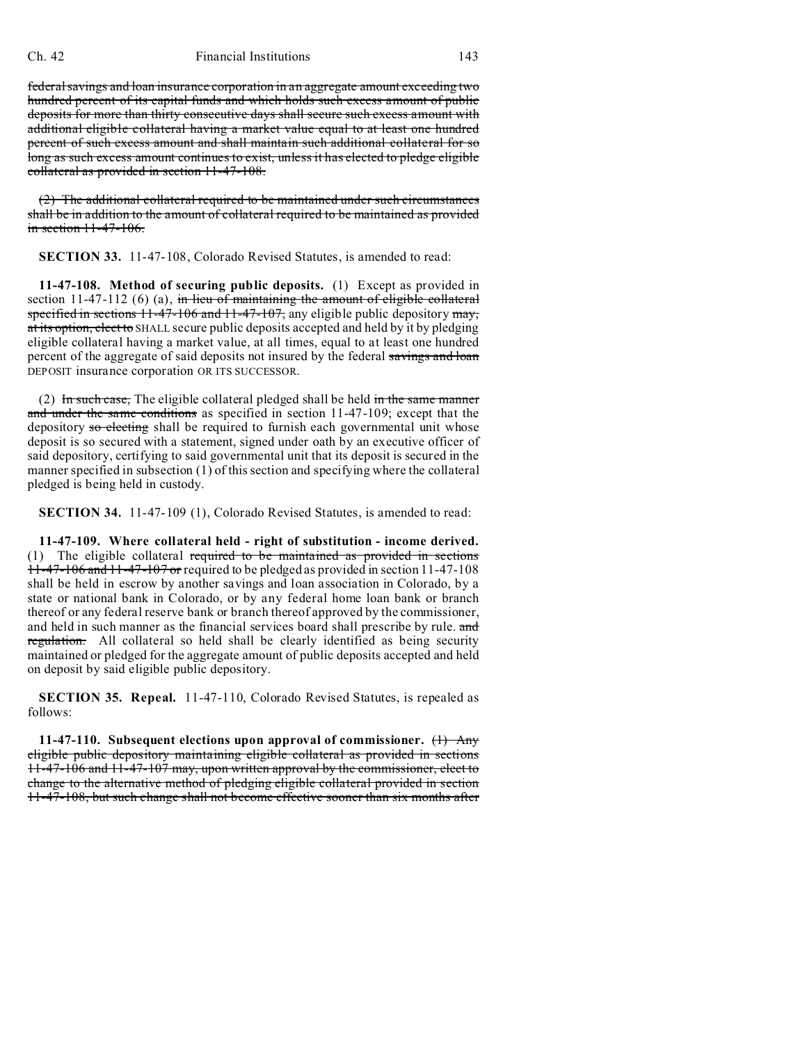federal savings and loan insurance corporation in an aggregate amount exceeding two hundred percent of its capital funds and which holds such excess amount of public deposits for more than thirty consecutive days shall secure such excess amount with additional eligible collateral having a market value equal to at least one hundred percent of such excess amount and shall maintain such additional collateral for so long as such excess amount continues to exist, unless it has elected to pledge eligible collateral as provided in section 11-47-108.

(2) The additional collateral required to be maintained under such circumstances shall be in addition to the amount of collateral required to be maintained as provided in section 11-47-106.

**SECTION 33.** 11-47-108, Colorado Revised Statutes, is amended to read:

**11-47-108. Method of securing public deposits.** (1) Except as provided in section 11-47-112 (6) (a), in lieu of maintaining the amount of eligible collateral specified in sections 11-47-106 and 11-47-107, any eligible public depository may, at its option, elect to SHALL secure public deposits accepted and held by it by pledging eligible collateral having a market value, at all times, equal to at least one hundred percent of the aggregate of said deposits not insured by the federal savings and loan DEPOSIT insurance corporation OR ITS SUCCESSOR.

(2) In such case, The eligible collateral pledged shall be held in the same manner and under the same conditions as specified in section 11-47-109; except that the depository so electing shall be required to furnish each governmental unit whose deposit is so secured with a statement, signed under oath by an executive officer of said depository, certifying to said governmental unit that its deposit is secured in the manner specified in subsection (1) of this section and specifying where the collateral pledged is being held in custody.

**SECTION 34.** 11-47-109 (1), Colorado Revised Statutes, is amended to read:

**11-47-109. Where collateral held - right of substitution - income derived.** (1) The eligible collateral required to be maintained as provided in sections 11-47-106 and 11-47-107 or required to be pledged as provided in section 11-47-108 shall be held in escrow by another savings and loan association in Colorado, by a state or national bank in Colorado, or by any federal home loan bank or branch thereof or any federal reserve bank or branch thereof approved by the commissioner, and held in such manner as the financial services board shall prescribe by rule. and regulation. All collateral so held shall be clearly identified as being security maintained or pledged for the aggregate amount of public deposits accepted and held on deposit by said eligible public depository.

**SECTION 35. Repeal.** 11-47-110, Colorado Revised Statutes, is repealed as follows:

**11-47-110. Subsequent elections upon approval of commissioner.** (1) Any eligible public depository maintaining eligible collateral as provided in sections 11-47-106 and 11-47-107 may, upon written approval by the commissioner, elect to change to the alternative method of pledging eligible collateral provided in section 11-47-108, but such change shall not become effective sooner than six months after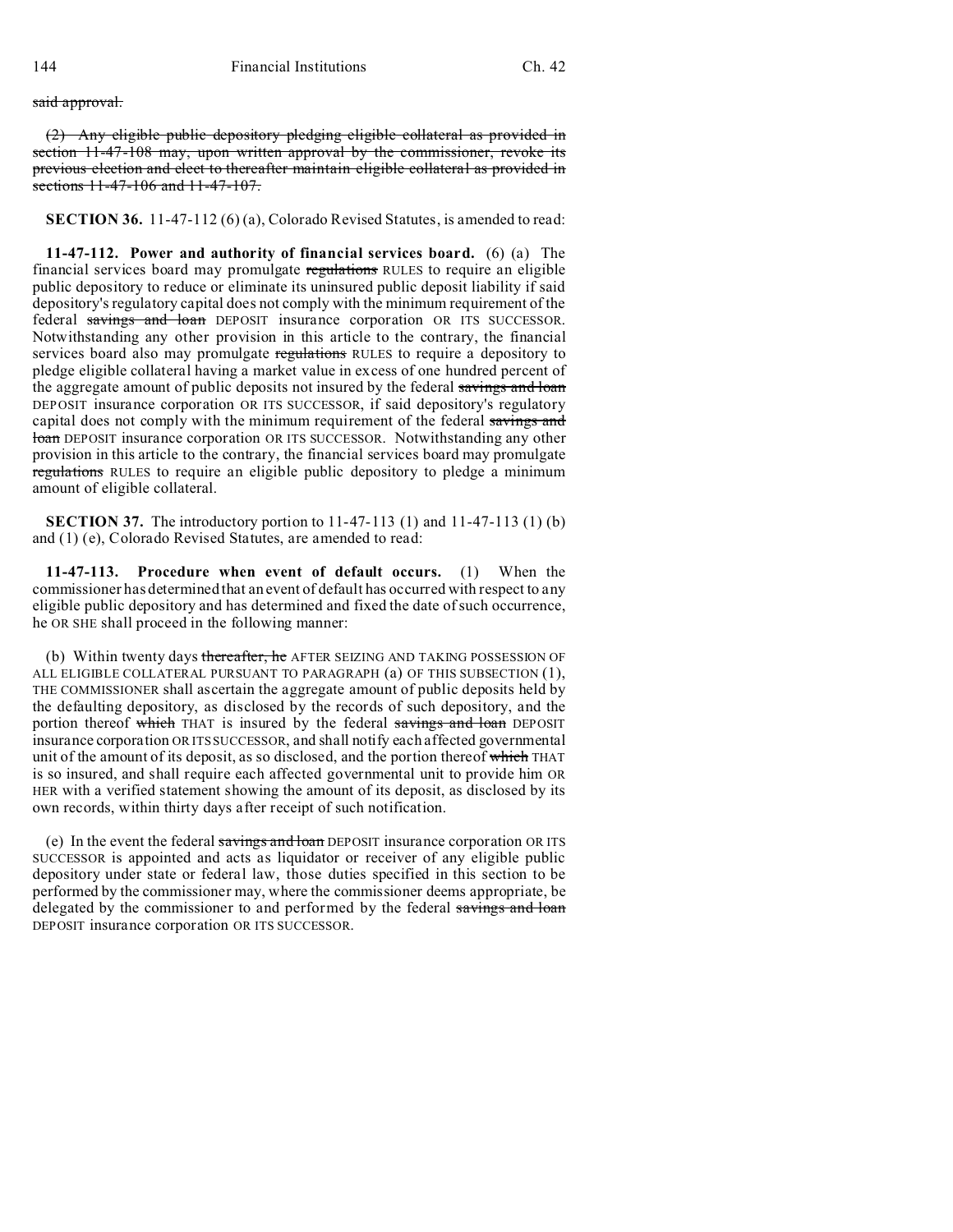~~said approval.~~

~~(2) Any eligible public depository pledging eligible collateral as provided in section 11-47-108 may, upon written approval by the commissioner, revoke its previous election and elect to thereafter maintain eligible collateral as provided in sections 11-47-106 and 11-47-107.~~

**SECTION 36.** 11-47-112 (6) (a), Colorado Revised Statutes, is amended to read:

**11-47-112. Power and authority of financial services board.** (6) (a) The financial services board may promulgate ~~regulations~~ RULES to require an eligible public depository to reduce or eliminate its uninsured public deposit liability if said depository's regulatory capital does not comply with the minimum requirement of the federal ~~savings and loan~~ DEPOSIT insurance corporation OR ITS SUCCESSOR. Notwithstanding any other provision in this article to the contrary, the financial services board also may promulgate ~~regulations~~ RULES to require a depository to pledge eligible collateral having a market value in excess of one hundred percent of the aggregate amount of public deposits not insured by the federal ~~savings and loan~~ DEPOSIT insurance corporation OR ITS SUCCESSOR, if said depository's regulatory capital does not comply with the minimum requirement of the federal ~~savings and loan~~ DEPOSIT insurance corporation OR ITS SUCCESSOR. Notwithstanding any other provision in this article to the contrary, the financial services board may promulgate ~~regulations~~ RULES to require an eligible public depository to pledge a minimum amount of eligible collateral.

**SECTION 37.** The introductory portion to 11-47-113 (1) and 11-47-113 (1) (b) and (1) (e), Colorado Revised Statutes, are amended to read:

**11-47-113. Procedure when event of default occurs.** (1) When the commissioner has determined that an event of default has occurred with respect to any eligible public depository and has determined and fixed the date of such occurrence, he OR SHE shall proceed in the following manner:

(b) Within twenty days ~~thereafter, he~~ AFTER SEIZING AND TAKING POSSESSION OF ALL ELIGIBLE COLLATERAL PURSUANT TO PARAGRAPH (a) OF THIS SUBSECTION (1), THE COMMISSIONER shall ascertain the aggregate amount of public deposits held by the defaulting depository, as disclosed by the records of such depository, and the portion thereof ~~which~~ THAT is insured by the federal ~~savings and loan~~ DEPOSIT insurance corporation OR ITS SUCCESSOR, and shall notify each affected governmental unit of the amount of its deposit, as so disclosed, and the portion thereof ~~which~~ THAT is so insured, and shall require each affected governmental unit to provide him OR HER with a verified statement showing the amount of its deposit, as disclosed by its own records, within thirty days after receipt of such notification.

(e) In the event the federal ~~savings and loan~~ DEPOSIT insurance corporation OR ITS SUCCESSOR is appointed and acts as liquidator or receiver of any eligible public depository under state or federal law, those duties specified in this section to be performed by the commissioner may, where the commissioner deems appropriate, be delegated by the commissioner to and performed by the federal ~~savings and loan~~ DEPOSIT insurance corporation OR ITS SUCCESSOR.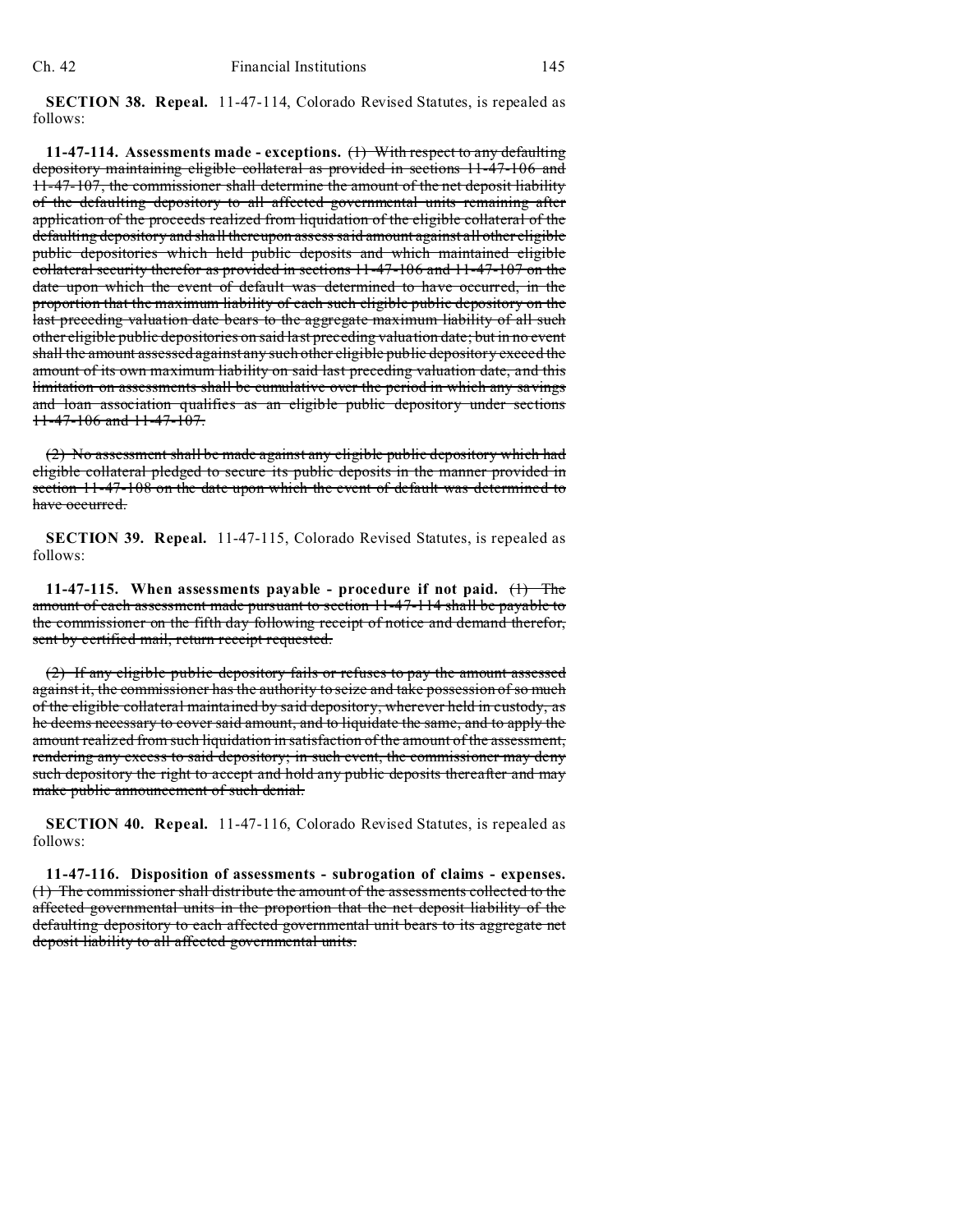**SECTION 38. Repeal.** 11-47-114, Colorado Revised Statutes, is repealed as follows:

**11-47-114. Assessments made - exceptions.** ~~(1) With respect to any defaulting depository maintaining eligible collateral as provided in sections 11-47-106 and 11-47-107, the commissioner shall determine the amount of the net deposit liability of the defaulting depository to all affected governmental units remaining after application of the proceeds realized from liquidation of the eligible collateral of the defaulting depository and shall thereupon assess said amount against all other eligible public depositories which held public deposits and which maintained eligible collateral security therefor as provided in sections 11-47-106 and 11-47-107 on the date upon which the event of default was determined to have occurred, in the proportion that the maximum liability of each such eligible public depository on the last preceding valuation date bears to the aggregate maximum liability of all such other eligible public depositories on said last preceding valuation date; but in no event shall the amount assessed against any such other eligible public depository exceed the amount of its own maximum liability on said last preceding valuation date, and this limitation on assessments shall be cumulative over the period in which any savings and loan association qualifies as an eligible public depository under sections 11-47-106 and 11-47-107.~~

~~(2) No assessment shall be made against any eligible public depository which had eligible collateral pledged to secure its public deposits in the manner provided in section 11-47-108 on the date upon which the event of default was determined to have occurred.~~

**SECTION 39. Repeal.** 11-47-115, Colorado Revised Statutes, is repealed as follows:

**11-47-115. When assessments payable - procedure if not paid.** ~~(1) The amount of each assessment made pursuant to section 11-47-114 shall be payable to the commissioner on the fifth day following receipt of notice and demand therefor, sent by certified mail, return receipt requested.~~

~~(2) If any eligible public depository fails or refuses to pay the amount assessed against it, the commissioner has the authority to seize and take possession of so much of the eligible collateral maintained by said depository, wherever held in custody, as he deems necessary to cover said amount, and to liquidate the same, and to apply the amount realized from such liquidation in satisfaction of the amount of the assessment, rendering any excess to said depository; in such event, the commissioner may deny such depository the right to accept and hold any public deposits thereafter and may make public announcement of such denial.~~

**SECTION 40. Repeal.** 11-47-116, Colorado Revised Statutes, is repealed as follows:

**11-47-116. Disposition of assessments - subrogation of claims - expenses.** ~~(1) The commissioner shall distribute the amount of the assessments collected to the affected governmental units in the proportion that the net deposit liability of the defaulting depository to each affected governmental unit bears to its aggregate net deposit liability to all affected governmental units.~~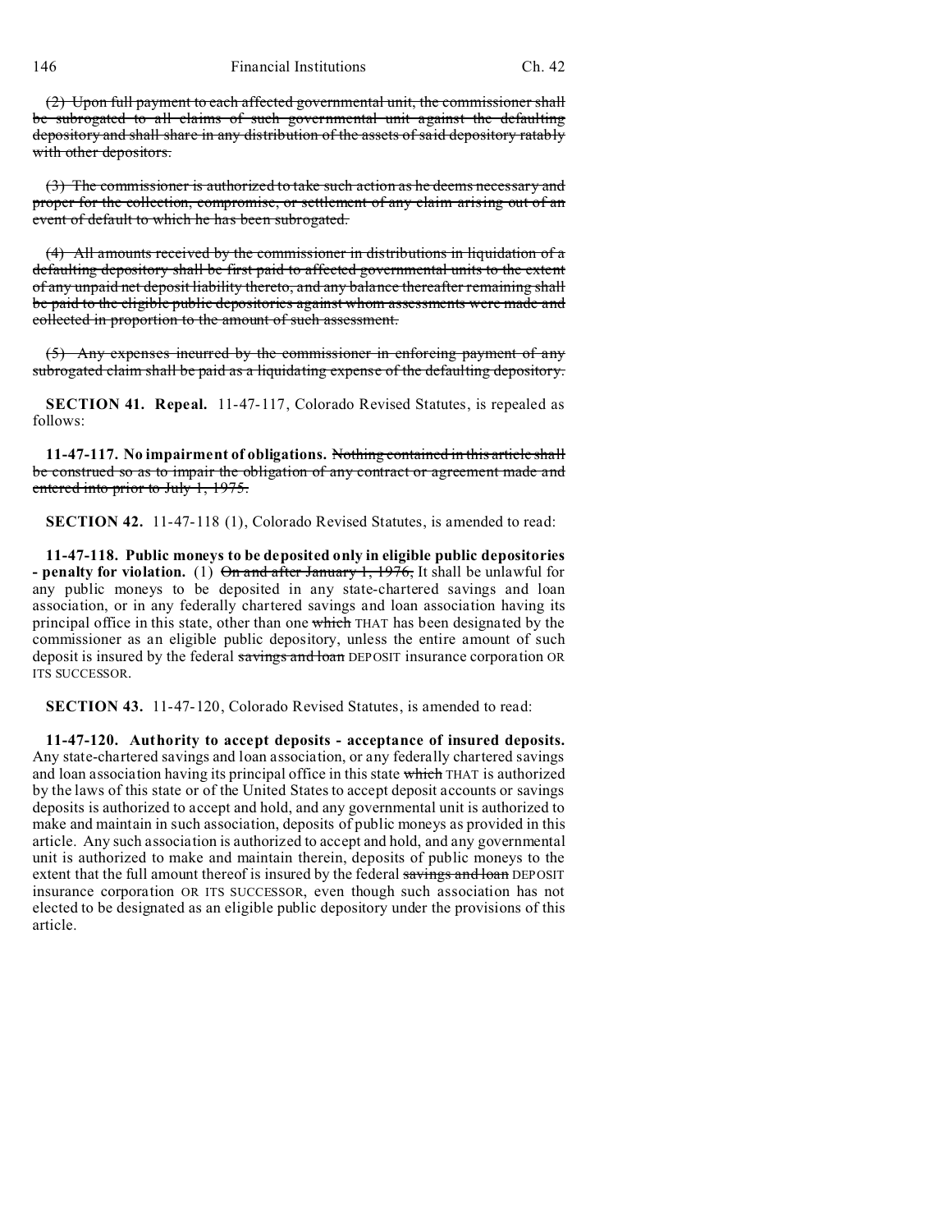(2) ~~Upon full payment to each affected governmental unit, the commissioner shall be subrogated to all claims of such governmental unit against the defaulting depository and shall share in any distribution of the assets of said depository ratably with other depositors.~~

(3) ~~The commissioner is authorized to take such action as he deems necessary and proper for the collection, compromise, or settlement of any claim arising out of an event of default to which he has been subrogated.~~

(4) ~~All amounts received by the commissioner in distributions in liquidation of a defaulting depository shall be first paid to affected governmental units to the extent of any unpaid net deposit liability thereto, and any balance thereafter remaining shall be paid to the eligible public depositories against whom assessments were made and collected in proportion to the amount of such assessment.~~

(5) ~~Any expenses incurred by the commissioner in enforcing payment of any subrogated claim shall be paid as a liquidating expense of the defaulting depository.~~

**SECTION 41. Repeal.** 11-47-117, Colorado Revised Statutes, is repealed as follows:

**11-47-117. No impairment of obligations.** ~~Nothing contained in this article shall be construed so as to impair the obligation of any contract or agreement made and entered into prior to July 1, 1975.~~

**SECTION 42.** 11-47-118 (1), Colorado Revised Statutes, is amended to read:

**11-47-118. Public moneys to be deposited only in eligible public depositories - penalty for violation.** (1) ~~On and after January 1, 1976,~~ It shall be unlawful for any public moneys to be deposited in any state-chartered savings and loan association, or in any federally chartered savings and loan association having its principal office in this state, other than one ~~which~~ THAT has been designated by the commissioner as an eligible public depository, unless the entire amount of such deposit is insured by the federal ~~savings and loan~~ DEPOSIT insurance corporation OR ITS SUCCESSOR.

**SECTION 43.** 11-47-120, Colorado Revised Statutes, is amended to read:

**11-47-120. Authority to accept deposits - acceptance of insured deposits.** Any state-chartered savings and loan association, or any federally chartered savings and loan association having its principal office in this state ~~which~~ THAT is authorized by the laws of this state or of the United States to accept deposit accounts or savings deposits is authorized to accept and hold, and any governmental unit is authorized to make and maintain in such association, deposits of public moneys as provided in this article. Any such association is authorized to accept and hold, and any governmental unit is authorized to make and maintain therein, deposits of public moneys to the extent that the full amount thereof is insured by the federal ~~savings and loan~~ DEPOSIT insurance corporation OR ITS SUCCESSOR, even though such association has not elected to be designated as an eligible public depository under the provisions of this article.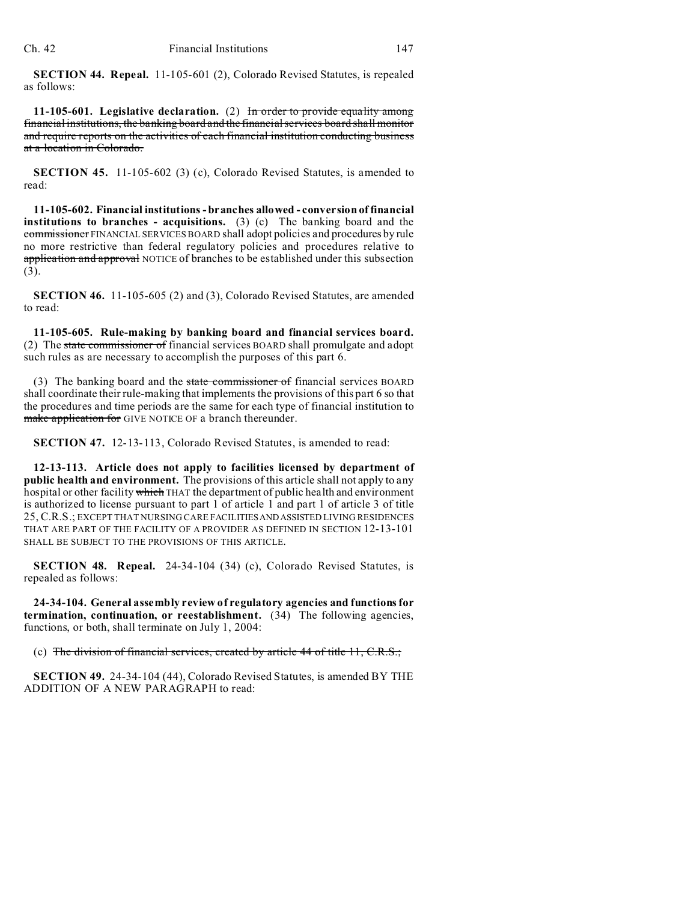**SECTION 44. Repeal.** 11-105-601 (2), Colorado Revised Statutes, is repealed as follows:

**11-105-601. Legislative declaration.** (2) ~~In order to provide equality among financial institutions, the banking board and the financial services board shall monitor and require reports on the activities of each financial institution conducting business at a location in Colorado.~~

**SECTION 45.** 11-105-602 (3) (c), Colorado Revised Statutes, is amended to read:

**11-105-602. Financial institutions - branches allowed - conversion of financial institutions to branches - acquisitions.** (3) (c) The banking board and the ~~commissioner~~ FINANCIAL SERVICES BOARD shall adopt policies and procedures by rule no more restrictive than federal regulatory policies and procedures relative to ~~application and approval~~ NOTICE of branches to be established under this subsection (3).

**SECTION 46.** 11-105-605 (2) and (3), Colorado Revised Statutes, are amended to read:

**11-105-605. Rule-making by banking board and financial services board.** (2) The ~~state commissioner of~~ financial services BOARD shall promulgate and adopt such rules as are necessary to accomplish the purposes of this part 6.

(3) The banking board and the ~~state commissioner of~~ financial services BOARD shall coordinate their rule-making that implements the provisions of this part 6 so that the procedures and time periods are the same for each type of financial institution to ~~make application for~~ GIVE NOTICE OF a branch thereunder.

**SECTION 47.** 12-13-113, Colorado Revised Statutes, is amended to read:

**12-13-113. Article does not apply to facilities licensed by department of public health and environment.** The provisions of this article shall not apply to any hospital or other facility ~~which~~ THAT the department of public health and environment is authorized to license pursuant to part 1 of article 1 and part 1 of article 3 of title 25, C.R.S.; EXCEPT THAT NURSING CARE FACILITIES AND ASSISTED LIVING RESIDENCES THAT ARE PART OF THE FACILITY OF A PROVIDER AS DEFINED IN SECTION 12-13-101 SHALL BE SUBJECT TO THE PROVISIONS OF THIS ARTICLE.

**SECTION 48. Repeal.** 24-34-104 (34) (c), Colorado Revised Statutes, is repealed as follows:

**24-34-104. General assembly review of regulatory agencies and functions for termination, continuation, or reestablishment.** (34) The following agencies, functions, or both, shall terminate on July 1, 2004:

(c) ~~The division of financial services, created by article 44 of title 11, C.R.S.;~~

**SECTION 49.** 24-34-104 (44), Colorado Revised Statutes, is amended BY THE ADDITION OF A NEW PARAGRAPH to read: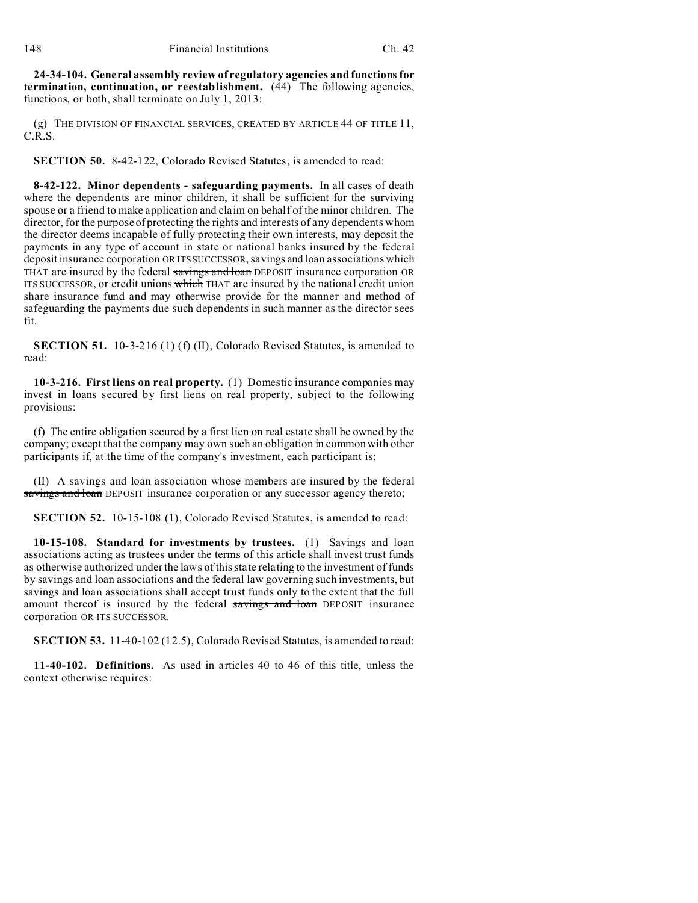**24-34-104. General assembly review of regulatory agencies and functions for termination, continuation, or reestablishment.** (44) The following agencies, functions, or both, shall terminate on July 1, 2013:

(g) THE DIVISION OF FINANCIAL SERVICES, CREATED BY ARTICLE 44 OF TITLE 11, C.R.S.

**SECTION 50.** 8-42-122, Colorado Revised Statutes, is amended to read:

**8-42-122. Minor dependents - safeguarding payments.** In all cases of death where the dependents are minor children, it shall be sufficient for the surviving spouse or a friend to make application and claim on behalf of the minor children. The director, for the purpose of protecting the rights and interests of any dependents whom the director deems incapable of fully protecting their own interests, may deposit the payments in any type of account in state or national banks insured by the federal deposit insurance corporation OR ITS SUCCESSOR, savings and loan associations ~~which~~ THAT are insured by the federal ~~savings and loan~~ DEPOSIT insurance corporation OR ITS SUCCESSOR, or credit unions ~~which~~ THAT are insured by the national credit union share insurance fund and may otherwise provide for the manner and method of safeguarding the payments due such dependents in such manner as the director sees fit.

**SECTION 51.** 10-3-216 (1) (f) (II), Colorado Revised Statutes, is amended to read:

**10-3-216. First liens on real property.** (1) Domestic insurance companies may invest in loans secured by first liens on real property, subject to the following provisions:

(f) The entire obligation secured by a first lien on real estate shall be owned by the company; except that the company may own such an obligation in common with other participants if, at the time of the company's investment, each participant is:

(II) A savings and loan association whose members are insured by the federal ~~savings and loan~~ DEPOSIT insurance corporation or any successor agency thereto;

**SECTION 52.** 10-15-108 (1), Colorado Revised Statutes, is amended to read:

**10-15-108. Standard for investments by trustees.** (1) Savings and loan associations acting as trustees under the terms of this article shall invest trust funds as otherwise authorized under the laws of this state relating to the investment of funds by savings and loan associations and the federal law governing such investments, but savings and loan associations shall accept trust funds only to the extent that the full amount thereof is insured by the federal ~~savings and loan~~ DEPOSIT insurance corporation OR ITS SUCCESSOR.

**SECTION 53.** 11-40-102 (12.5), Colorado Revised Statutes, is amended to read:

**11-40-102. Definitions.** As used in articles 40 to 46 of this title, unless the context otherwise requires: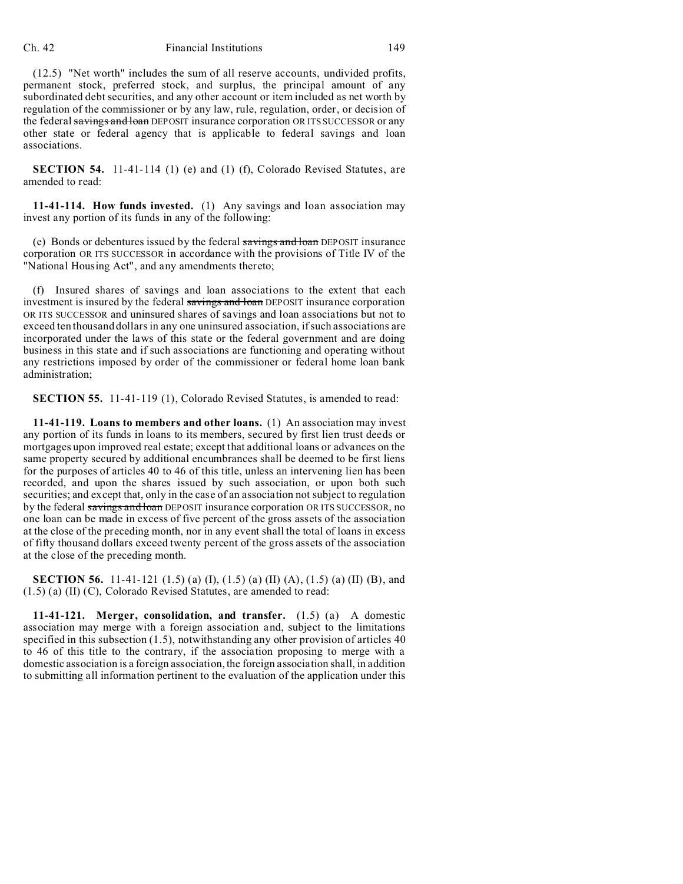(12.5) "Net worth" includes the sum of all reserve accounts, undivided profits, permanent stock, preferred stock, and surplus, the principal amount of any subordinated debt securities, and any other account or item included as net worth by regulation of the commissioner or by any law, rule, regulation, order, or decision of the federal ~~savings and loan~~ DEPOSIT insurance corporation OR ITS SUCCESSOR or any other state or federal agency that is applicable to federal savings and loan associations.

**SECTION 54.** 11-41-114 (1) (e) and (1) (f), Colorado Revised Statutes, are amended to read:

**11-41-114. How funds invested.** (1) Any savings and loan association may invest any portion of its funds in any of the following:

(e) Bonds or debentures issued by the federal ~~savings and loan~~ DEPOSIT insurance corporation OR ITS SUCCESSOR in accordance with the provisions of Title IV of the "National Housing Act", and any amendments thereto;

(f) Insured shares of savings and loan associations to the extent that each investment is insured by the federal ~~savings and loan~~ DEPOSIT insurance corporation OR ITS SUCCESSOR and uninsured shares of savings and loan associations but not to exceed ten thousand dollars in any one uninsured association, if such associations are incorporated under the laws of this state or the federal government and are doing business in this state and if such associations are functioning and operating without any restrictions imposed by order of the commissioner or federal home loan bank administration;

**SECTION 55.** 11-41-119 (1), Colorado Revised Statutes, is amended to read:

**11-41-119. Loans to members and other loans.** (1) An association may invest any portion of its funds in loans to its members, secured by first lien trust deeds or mortgages upon improved real estate; except that additional loans or advances on the same property secured by additional encumbrances shall be deemed to be first liens for the purposes of articles 40 to 46 of this title, unless an intervening lien has been recorded, and upon the shares issued by such association, or upon both such securities; and except that, only in the case of an association not subject to regulation by the federal ~~savings and loan~~ DEPOSIT insurance corporation OR ITS SUCCESSOR, no one loan can be made in excess of five percent of the gross assets of the association at the close of the preceding month, nor in any event shall the total of loans in excess of fifty thousand dollars exceed twenty percent of the gross assets of the association at the close of the preceding month.

**SECTION 56.** 11-41-121 (1.5) (a) (I), (1.5) (a) (II) (A), (1.5) (a) (II) (B), and (1.5) (a) (II) (C), Colorado Revised Statutes, are amended to read:

**11-41-121. Merger, consolidation, and transfer.** (1.5) (a) A domestic association may merge with a foreign association and, subject to the limitations specified in this subsection (1.5), notwithstanding any other provision of articles 40 to 46 of this title to the contrary, if the association proposing to merge with a domestic association is a foreign association, the foreign association shall, in addition to submitting all information pertinent to the evaluation of the application under this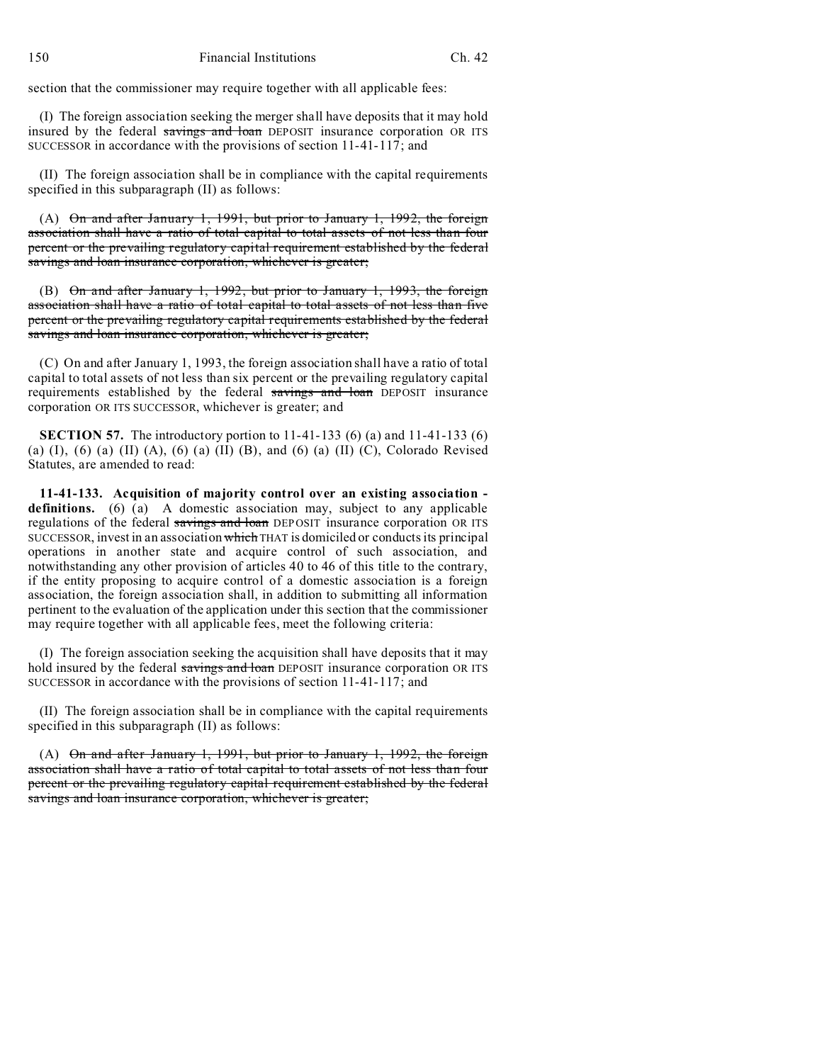section that the commissioner may require together with all applicable fees:

(I) The foreign association seeking the merger shall have deposits that it may hold insured by the federal ~~savings and loan~~ DEPOSIT insurance corporation OR ITS SUCCESSOR in accordance with the provisions of section 11-41-117; and

(II) The foreign association shall be in compliance with the capital requirements specified in this subparagraph (II) as follows:

(A) ~~On and after January 1, 1991, but prior to January 1, 1992, the foreign association shall have a ratio of total capital to total assets of not less than four percent or the prevailing regulatory capital requirement established by the federal savings and loan insurance corporation, whichever is greater;~~

(B) ~~On and after January 1, 1992, but prior to January 1, 1993, the foreign association shall have a ratio of total capital to total assets of not less than five percent or the prevailing regulatory capital requirements established by the federal savings and loan insurance corporation, whichever is greater;~~

(C) On and after January 1, 1993, the foreign association shall have a ratio of total capital to total assets of not less than six percent or the prevailing regulatory capital requirements established by the federal ~~savings and loan~~ DEPOSIT insurance corporation OR ITS SUCCESSOR, whichever is greater; and

**SECTION 57.** The introductory portion to 11-41-133 (6) (a) and 11-41-133 (6) (a) (I), (6) (a) (II) (A), (6) (a) (II) (B), and (6) (a) (II) (C), Colorado Revised Statutes, are amended to read:

**11-41-133. Acquisition of majority control over an existing association - definitions.** (6) (a) A domestic association may, subject to any applicable regulations of the federal ~~savings and loan~~ DEPOSIT insurance corporation OR ITS SUCCESSOR, invest in an association ~~which~~ THAT is domiciled or conducts its principal operations in another state and acquire control of such association, and notwithstanding any other provision of articles 40 to 46 of this title to the contrary, if the entity proposing to acquire control of a domestic association is a foreign association, the foreign association shall, in addition to submitting all information pertinent to the evaluation of the application under this section that the commissioner may require together with all applicable fees, meet the following criteria:

(I) The foreign association seeking the acquisition shall have deposits that it may hold insured by the federal ~~savings and loan~~ DEPOSIT insurance corporation OR ITS SUCCESSOR in accordance with the provisions of section 11-41-117; and

(II) The foreign association shall be in compliance with the capital requirements specified in this subparagraph (II) as follows:

(A) ~~On and after January 1, 1991, but prior to January 1, 1992, the foreign association shall have a ratio of total capital to total assets of not less than four percent or the prevailing regulatory capital requirement established by the federal savings and loan insurance corporation, whichever is greater;~~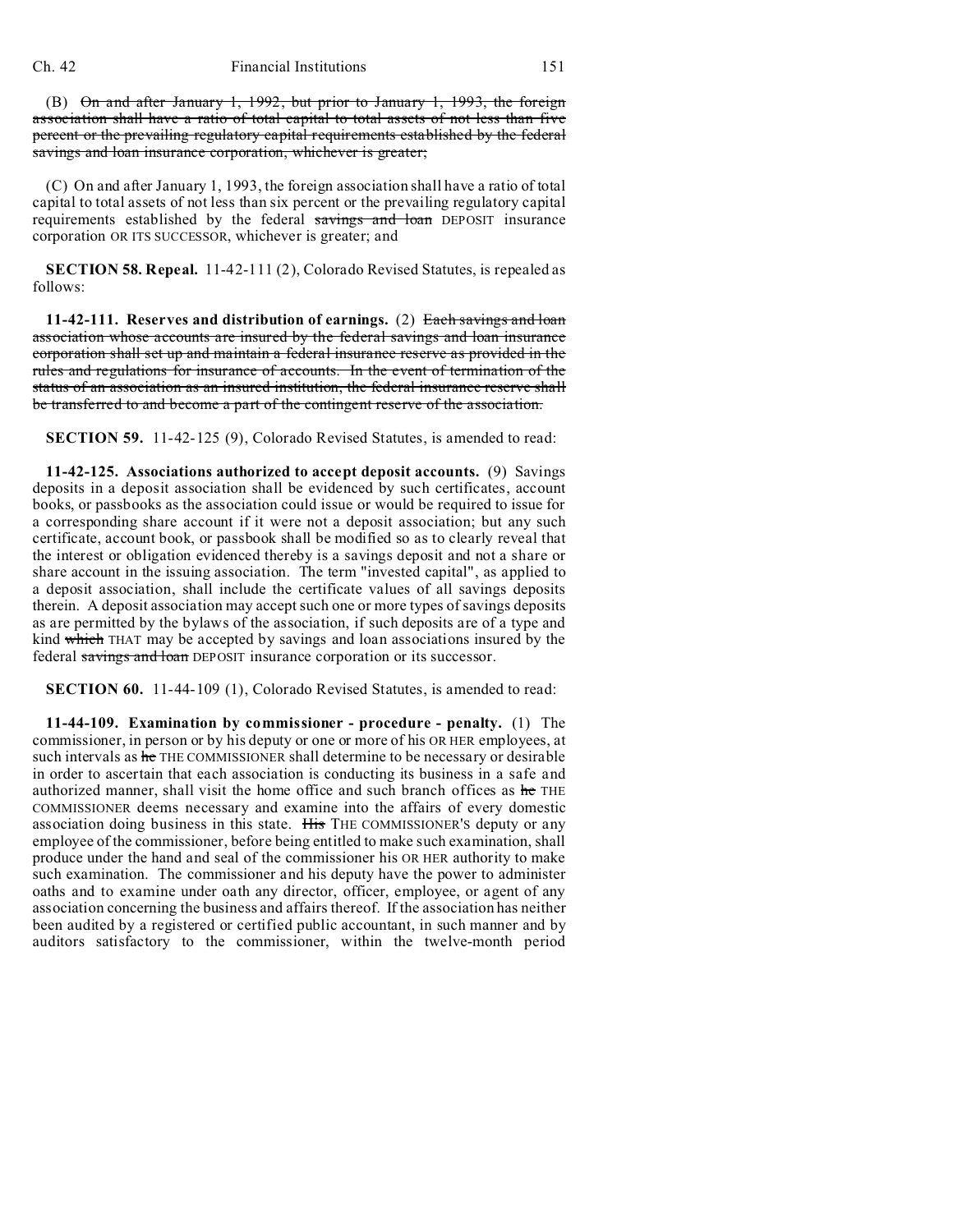(B) ~~On and after January 1, 1992, but prior to January 1, 1993, the foreign association shall have a ratio of total capital to total assets of not less than five percent or the prevailing regulatory capital requirements established by the federal savings and loan insurance corporation, whichever is greater;~~

(C) On and after January 1, 1993, the foreign association shall have a ratio of total capital to total assets of not less than six percent or the prevailing regulatory capital requirements established by the federal ~~savings and loan~~ DEPOSIT insurance corporation OR ITS SUCCESSOR, whichever is greater; and

**SECTION 58. Repeal.** 11-42-111 (2), Colorado Revised Statutes, is repealed as follows:

**11-42-111. Reserves and distribution of earnings.** (2) ~~Each savings and loan association whose accounts are insured by the federal savings and loan insurance corporation shall set up and maintain a federal insurance reserve as provided in the rules and regulations for insurance of accounts. In the event of termination of the status of an association as an insured institution, the federal insurance reserve shall be transferred to and become a part of the contingent reserve of the association.~~

**SECTION 59.** 11-42-125 (9), Colorado Revised Statutes, is amended to read:

**11-42-125. Associations authorized to accept deposit accounts.** (9) Savings deposits in a deposit association shall be evidenced by such certificates, account books, or passbooks as the association could issue or would be required to issue for a corresponding share account if it were not a deposit association; but any such certificate, account book, or passbook shall be modified so as to clearly reveal that the interest or obligation evidenced thereby is a savings deposit and not a share or share account in the issuing association. The term "invested capital", as applied to a deposit association, shall include the certificate values of all savings deposits therein. A deposit association may accept such one or more types of savings deposits as are permitted by the bylaws of the association, if such deposits are of a type and kind ~~which~~ THAT may be accepted by savings and loan associations insured by the federal ~~savings and loan~~ DEPOSIT insurance corporation or its successor.

**SECTION 60.** 11-44-109 (1), Colorado Revised Statutes, is amended to read:

**11-44-109. Examination by commissioner - procedure - penalty.** (1) The commissioner, in person or by his deputy or one or more of his OR HER employees, at such intervals as ~~he~~ THE COMMISSIONER shall determine to be necessary or desirable in order to ascertain that each association is conducting its business in a safe and authorized manner, shall visit the home office and such branch offices as ~~he~~ THE COMMISSIONER deems necessary and examine into the affairs of every domestic association doing business in this state. ~~His~~ THE COMMISSIONER'S deputy or any employee of the commissioner, before being entitled to make such examination, shall produce under the hand and seal of the commissioner his OR HER authority to make such examination. The commissioner and his deputy have the power to administer oaths and to examine under oath any director, officer, employee, or agent of any association concerning the business and affairs thereof. If the association has neither been audited by a registered or certified public accountant, in such manner and by auditors satisfactory to the commissioner, within the twelve-month period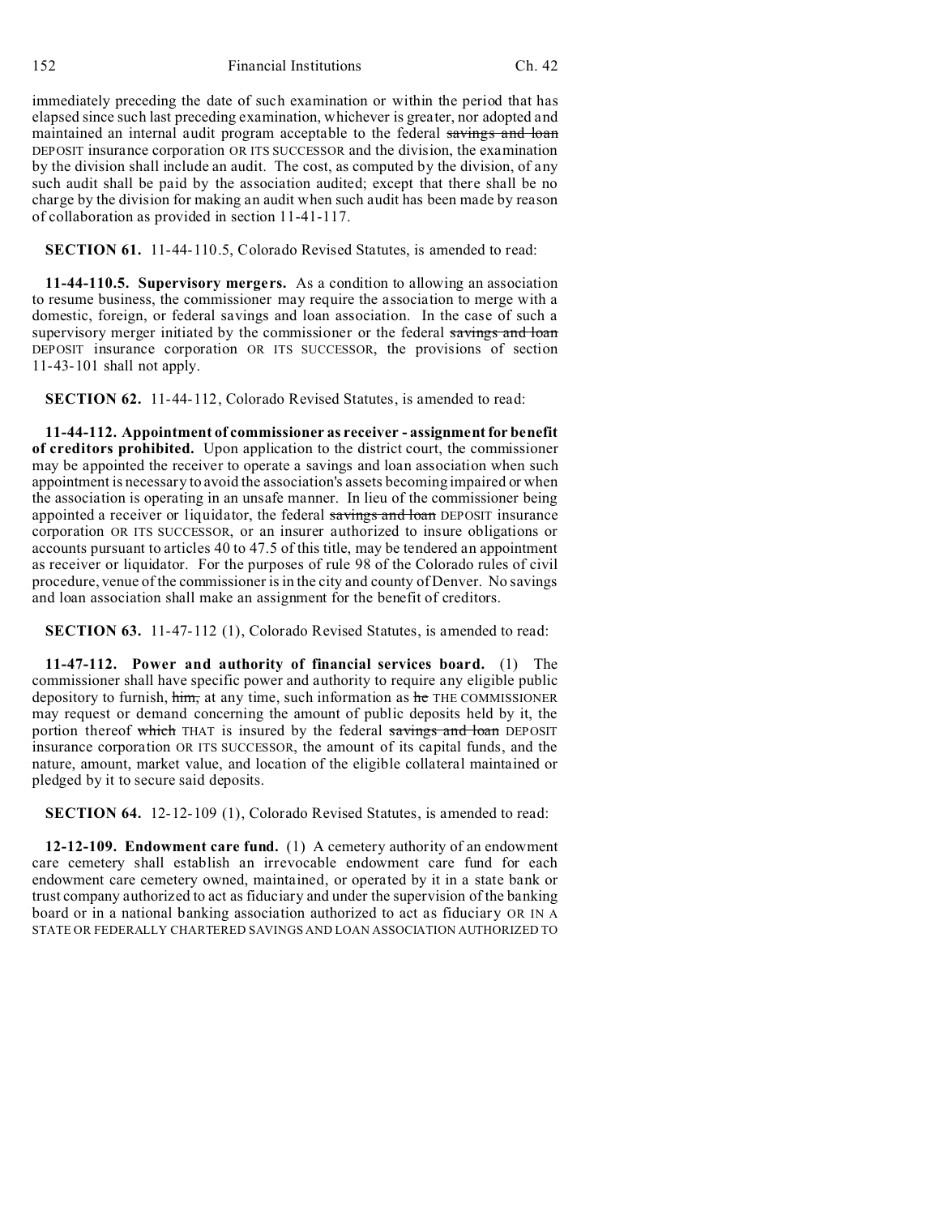immediately preceding the date of such examination or within the period that has elapsed since such last preceding examination, whichever is greater, nor adopted and maintained an internal audit program acceptable to the federal ~~savings and loan~~ DEPOSIT insurance corporation OR ITS SUCCESSOR and the division, the examination by the division shall include an audit. The cost, as computed by the division, of any such audit shall be paid by the association audited; except that there shall be no charge by the division for making an audit when such audit has been made by reason of collaboration as provided in section 11-41-117.

**SECTION 61.** 11-44-110.5, Colorado Revised Statutes, is amended to read:

**11-44-110.5. Supervisory mergers.** As a condition to allowing an association to resume business, the commissioner may require the association to merge with a domestic, foreign, or federal savings and loan association. In the case of such a supervisory merger initiated by the commissioner or the federal ~~savings and loan~~ DEPOSIT insurance corporation OR ITS SUCCESSOR, the provisions of section 11-43-101 shall not apply.

**SECTION 62.** 11-44-112, Colorado Revised Statutes, is amended to read:

**11-44-112. Appointment of commissioner as receiver - assignment for benefit of creditors prohibited.** Upon application to the district court, the commissioner may be appointed the receiver to operate a savings and loan association when such appointment is necessary to avoid the association's assets becoming impaired or when the association is operating in an unsafe manner. In lieu of the commissioner being appointed a receiver or liquidator, the federal ~~savings and loan~~ DEPOSIT insurance corporation OR ITS SUCCESSOR, or an insurer authorized to insure obligations or accounts pursuant to articles 40 to 47.5 of this title, may be tendered an appointment as receiver or liquidator. For the purposes of rule 98 of the Colorado rules of civil procedure, venue of the commissioner is in the city and county of Denver. No savings and loan association shall make an assignment for the benefit of creditors.

**SECTION 63.** 11-47-112 (1), Colorado Revised Statutes, is amended to read:

**11-47-112. Power and authority of financial services board.** (1) The commissioner shall have specific power and authority to require any eligible public depository to furnish, ~~him,~~ at any time, such information as ~~he~~ THE COMMISSIONER may request or demand concerning the amount of public deposits held by it, the portion thereof ~~which~~ THAT is insured by the federal ~~savings and loan~~ DEPOSIT insurance corporation OR ITS SUCCESSOR, the amount of its capital funds, and the nature, amount, market value, and location of the eligible collateral maintained or pledged by it to secure said deposits.

**SECTION 64.** 12-12-109 (1), Colorado Revised Statutes, is amended to read:

**12-12-109. Endowment care fund.** (1) A cemetery authority of an endowment care cemetery shall establish an irrevocable endowment care fund for each endowment care cemetery owned, maintained, or operated by it in a state bank or trust company authorized to act as fiduciary and under the supervision of the banking board or in a national banking association authorized to act as fiduciary OR IN A STATE OR FEDERALLY CHARTERED SAVINGS AND LOAN ASSOCIATION AUTHORIZED TO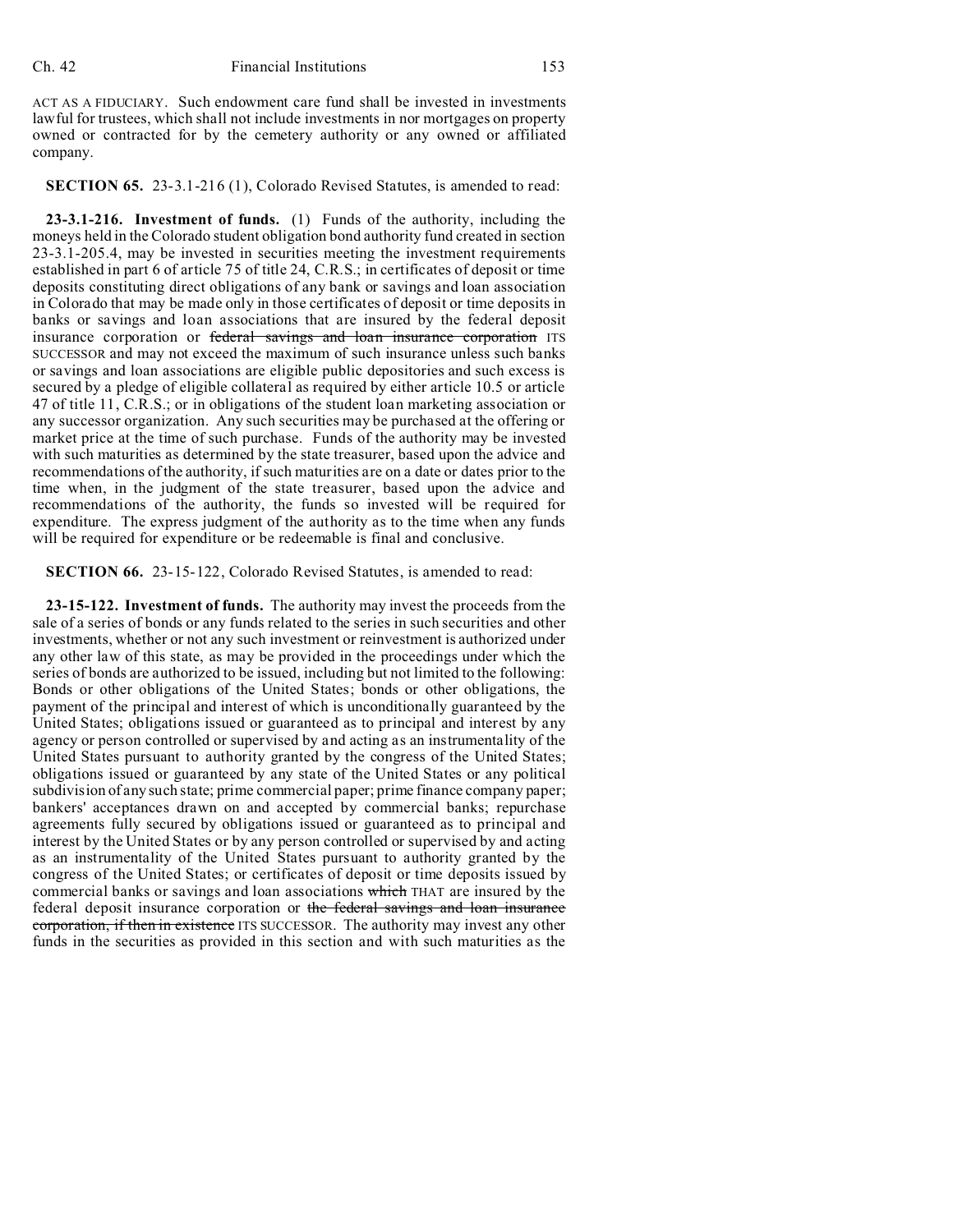ACT AS A FIDUCIARY. Such endowment care fund shall be invested in investments lawful for trustees, which shall not include investments in nor mortgages on property owned or contracted for by the cemetery authority or any owned or affiliated company.

**SECTION 65.** 23-3.1-216 (1), Colorado Revised Statutes, is amended to read:

**23-3.1-216. Investment of funds.** (1) Funds of the authority, including the moneys held in the Colorado student obligation bond authority fund created in section 23-3.1-205.4, may be invested in securities meeting the investment requirements established in part 6 of article 75 of title 24, C.R.S.; in certificates of deposit or time deposits constituting direct obligations of any bank or savings and loan association in Colorado that may be made only in those certificates of deposit or time deposits in banks or savings and loan associations that are insured by the federal deposit insurance corporation or ~~federal savings and loan insurance corporation~~ ITS SUCCESSOR and may not exceed the maximum of such insurance unless such banks or savings and loan associations are eligible public depositories and such excess is secured by a pledge of eligible collateral as required by either article 10.5 or article 47 of title 11, C.R.S.; or in obligations of the student loan marketing association or any successor organization. Any such securities may be purchased at the offering or market price at the time of such purchase. Funds of the authority may be invested with such maturities as determined by the state treasurer, based upon the advice and recommendations of the authority, if such maturities are on a date or dates prior to the time when, in the judgment of the state treasurer, based upon the advice and recommendations of the authority, the funds so invested will be required for expenditure. The express judgment of the authority as to the time when any funds will be required for expenditure or be redeemable is final and conclusive.

**SECTION 66.** 23-15-122, Colorado Revised Statutes, is amended to read:

**23-15-122. Investment of funds.** The authority may invest the proceeds from the sale of a series of bonds or any funds related to the series in such securities and other investments, whether or not any such investment or reinvestment is authorized under any other law of this state, as may be provided in the proceedings under which the series of bonds are authorized to be issued, including but not limited to the following: Bonds or other obligations of the United States; bonds or other obligations, the payment of the principal and interest of which is unconditionally guaranteed by the United States; obligations issued or guaranteed as to principal and interest by any agency or person controlled or supervised by and acting as an instrumentality of the United States pursuant to authority granted by the congress of the United States; obligations issued or guaranteed by any state of the United States or any political subdivision of any such state; prime commercial paper; prime finance company paper; bankers' acceptances drawn on and accepted by commercial banks; repurchase agreements fully secured by obligations issued or guaranteed as to principal and interest by the United States or by any person controlled or supervised by and acting as an instrumentality of the United States pursuant to authority granted by the congress of the United States; or certificates of deposit or time deposits issued by commercial banks or savings and loan associations ~~which~~ THAT are insured by the federal deposit insurance corporation or ~~the federal savings and loan insurance corporation, if then in existence~~ ITS SUCCESSOR. The authority may invest any other funds in the securities as provided in this section and with such maturities as the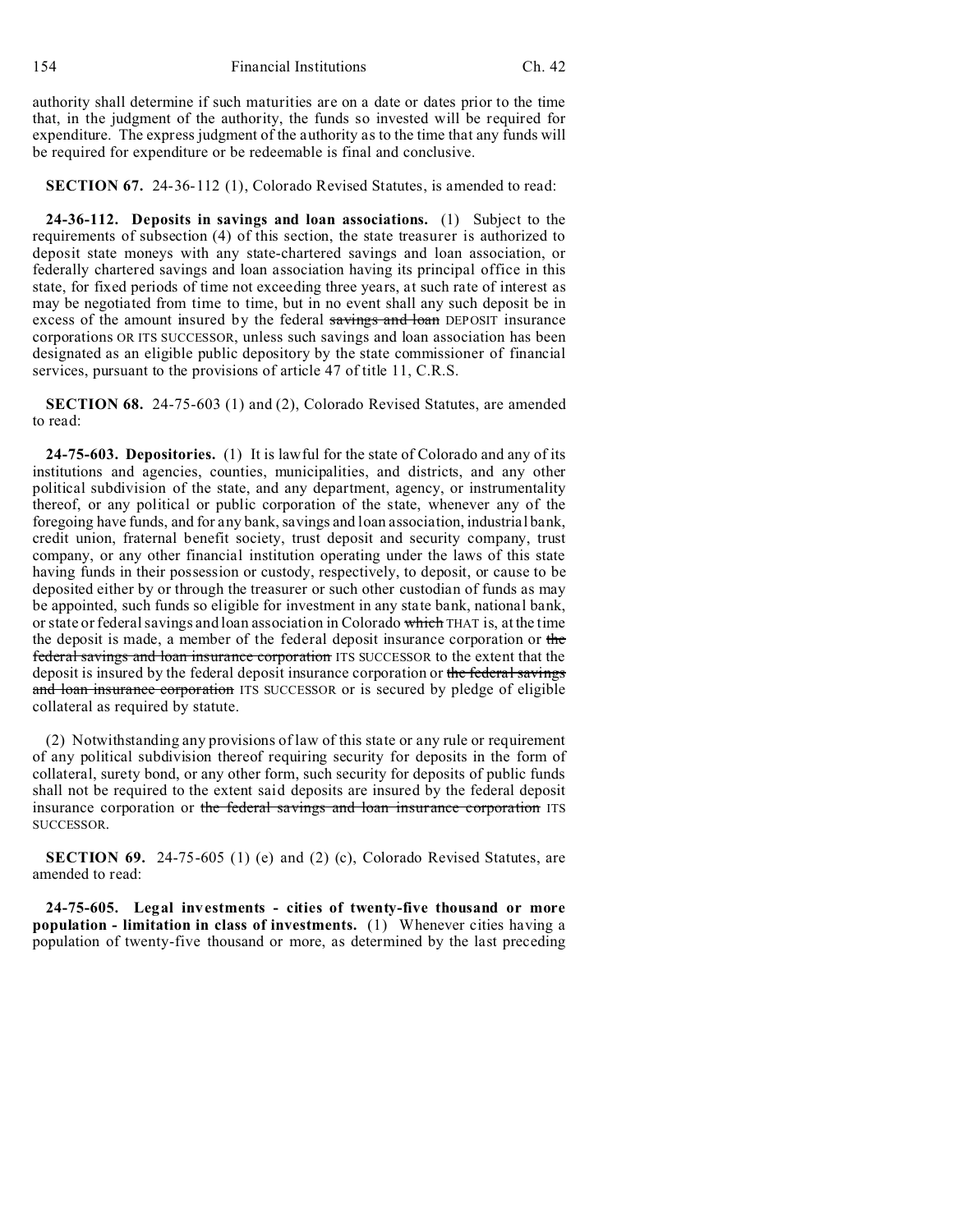authority shall determine if such maturities are on a date or dates prior to the time that, in the judgment of the authority, the funds so invested will be required for expenditure. The express judgment of the authority as to the time that any funds will be required for expenditure or be redeemable is final and conclusive.

**SECTION 67.** 24-36-112 (1), Colorado Revised Statutes, is amended to read:

**24-36-112. Deposits in savings and loan associations.** (1) Subject to the requirements of subsection (4) of this section, the state treasurer is authorized to deposit state moneys with any state-chartered savings and loan association, or federally chartered savings and loan association having its principal office in this state, for fixed periods of time not exceeding three years, at such rate of interest as may be negotiated from time to time, but in no event shall any such deposit be in excess of the amount insured by the federal ~~savings and loan~~ DEPOSIT insurance corporations OR ITS SUCCESSOR, unless such savings and loan association has been designated as an eligible public depository by the state commissioner of financial services, pursuant to the provisions of article 47 of title 11, C.R.S.

**SECTION 68.** 24-75-603 (1) and (2), Colorado Revised Statutes, are amended to read:

**24-75-603. Depositories.** (1) It is lawful for the state of Colorado and any of its institutions and agencies, counties, municipalities, and districts, and any other political subdivision of the state, and any department, agency, or instrumentality thereof, or any political or public corporation of the state, whenever any of the foregoing have funds, and for any bank, savings and loan association, industrial bank, credit union, fraternal benefit society, trust deposit and security company, trust company, or any other financial institution operating under the laws of this state having funds in their possession or custody, respectively, to deposit, or cause to be deposited either by or through the treasurer or such other custodian of funds as may be appointed, such funds so eligible for investment in any state bank, national bank, or state or federal savings and loan association in Colorado ~~which~~ THAT is, at the time the deposit is made, a member of the federal deposit insurance corporation or ~~the federal savings and loan insurance corporation~~ ITS SUCCESSOR to the extent that the deposit is insured by the federal deposit insurance corporation or ~~the federal savings and loan insurance corporation~~ ITS SUCCESSOR or is secured by pledge of eligible collateral as required by statute.

(2) Notwithstanding any provisions of law of this state or any rule or requirement of any political subdivision thereof requiring security for deposits in the form of collateral, surety bond, or any other form, such security for deposits of public funds shall not be required to the extent said deposits are insured by the federal deposit insurance corporation or ~~the federal savings and loan insurance corporation~~ ITS SUCCESSOR.

**SECTION 69.** 24-75-605 (1) (e) and (2) (c), Colorado Revised Statutes, are amended to read:

**24-75-605. Legal investments - cities of twenty-five thousand or more population - limitation in class of investments.** (1) Whenever cities having a population of twenty-five thousand or more, as determined by the last preceding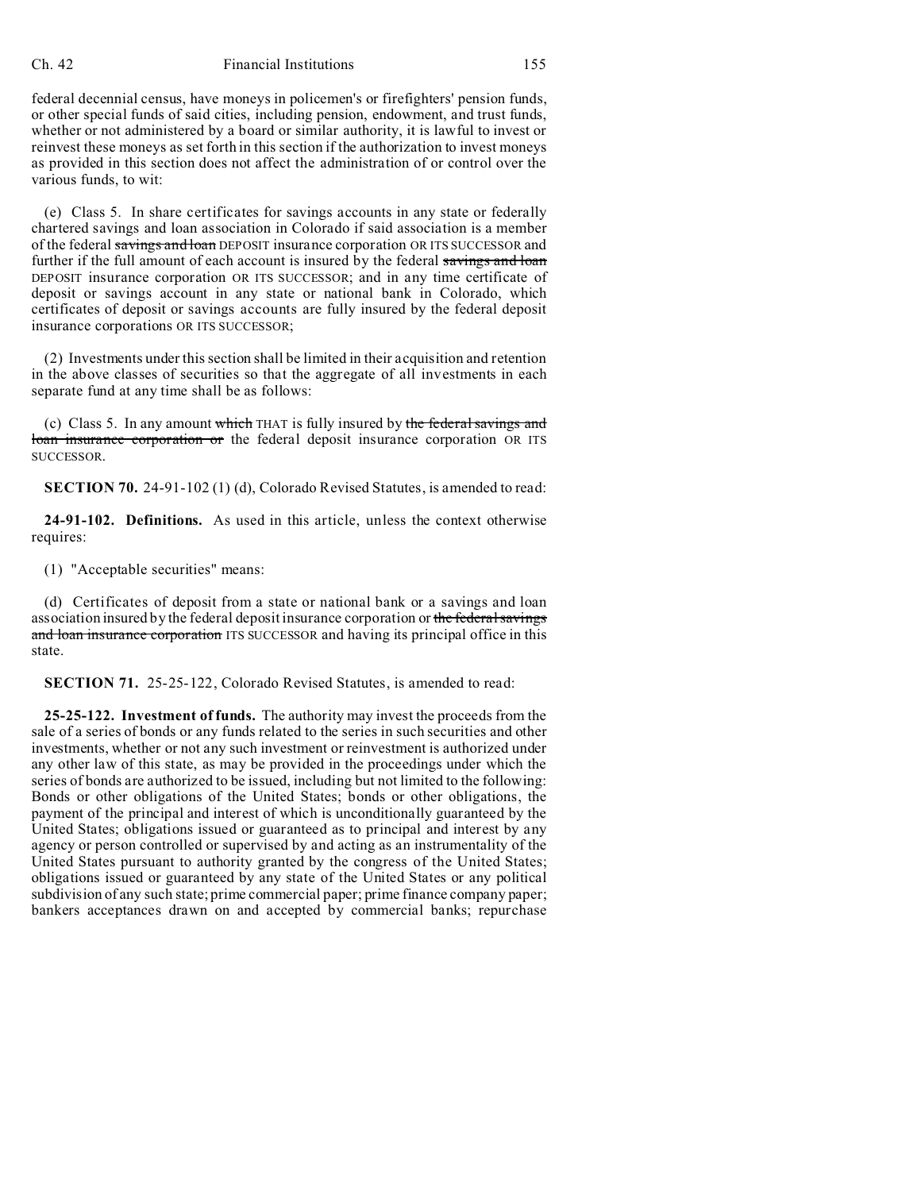federal decennial census, have moneys in policemen's or firefighters' pension funds, or other special funds of said cities, including pension, endowment, and trust funds, whether or not administered by a board or similar authority, it is lawful to invest or reinvest these moneys as set forth in this section if the authorization to invest moneys as provided in this section does not affect the administration of or control over the various funds, to wit:

(e) Class 5. In share certificates for savings accounts in any state or federally chartered savings and loan association in Colorado if said association is a member of the federal ~~savings and loan~~ DEPOSIT insurance corporation OR ITS SUCCESSOR and further if the full amount of each account is insured by the federal ~~savings and loan~~ DEPOSIT insurance corporation OR ITS SUCCESSOR; and in any time certificate of deposit or savings account in any state or national bank in Colorado, which certificates of deposit or savings accounts are fully insured by the federal deposit insurance corporations OR ITS SUCCESSOR;

(2) Investments under this section shall be limited in their acquisition and retention in the above classes of securities so that the aggregate of all investments in each separate fund at any time shall be as follows:

(c) Class 5. In any amount ~~which~~ THAT is fully insured by ~~the federal savings and loan insurance corporation or~~ the federal deposit insurance corporation OR ITS SUCCESSOR.

**SECTION 70.** 24-91-102 (1) (d), Colorado Revised Statutes, is amended to read:

**24-91-102. Definitions.** As used in this article, unless the context otherwise requires:

(1) "Acceptable securities" means:

(d) Certificates of deposit from a state or national bank or a savings and loan association insured by the federal deposit insurance corporation or ~~the federal savings and loan insurance corporation~~ ITS SUCCESSOR and having its principal office in this state.

**SECTION 71.** 25-25-122, Colorado Revised Statutes, is amended to read:

**25-25-122. Investment of funds.** The authority may invest the proceeds from the sale of a series of bonds or any funds related to the series in such securities and other investments, whether or not any such investment or reinvestment is authorized under any other law of this state, as may be provided in the proceedings under which the series of bonds are authorized to be issued, including but not limited to the following: Bonds or other obligations of the United States; bonds or other obligations, the payment of the principal and interest of which is unconditionally guaranteed by the United States; obligations issued or guaranteed as to principal and interest by any agency or person controlled or supervised by and acting as an instrumentality of the United States pursuant to authority granted by the congress of the United States; obligations issued or guaranteed by any state of the United States or any political subdivision of any such state; prime commercial paper; prime finance company paper; bankers acceptances drawn on and accepted by commercial banks; repurchase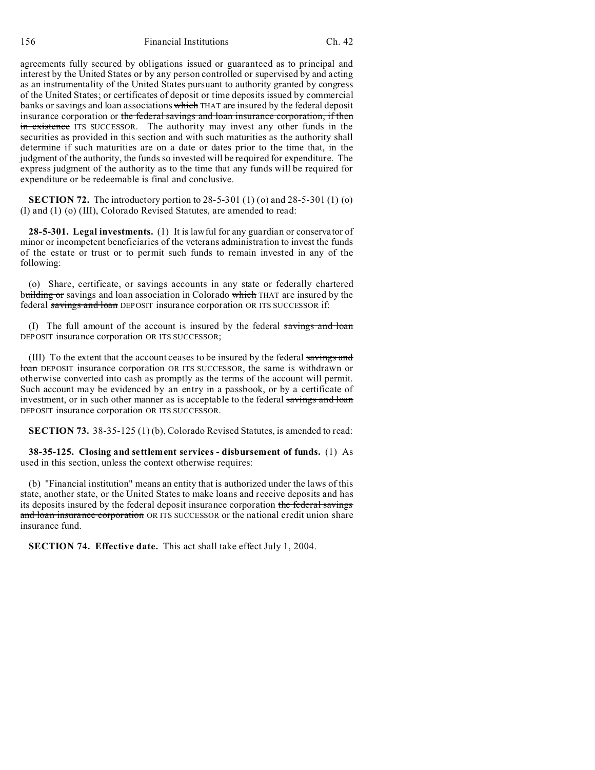agreements fully secured by obligations issued or guaranteed as to principal and interest by the United States or by any person controlled or supervised by and acting as an instrumentality of the United States pursuant to authority granted by congress of the United States; or certificates of deposit or time deposits issued by commercial banks or savings and loan associations ~~which~~ THAT are insured by the federal deposit insurance corporation or ~~the federal savings and loan insurance corporation, if then in existence~~ ITS SUCCESSOR. The authority may invest any other funds in the securities as provided in this section and with such maturities as the authority shall determine if such maturities are on a date or dates prior to the time that, in the judgment of the authority, the funds so invested will be required for expenditure. The express judgment of the authority as to the time that any funds will be required for expenditure or be redeemable is final and conclusive.

**SECTION 72.** The introductory portion to 28-5-301 (1) (o) and 28-5-301 (1) (o) (I) and (1) (o) (III), Colorado Revised Statutes, are amended to read:

**28-5-301. Legal investments.** (1) It is lawful for any guardian or conservator of minor or incompetent beneficiaries of the veterans administration to invest the funds of the estate or trust or to permit such funds to remain invested in any of the following:

(o) Share, certificate, or savings accounts in any state or federally chartered ~~building or~~ savings and loan association in Colorado ~~which~~ THAT are insured by the federal ~~savings and loan~~ DEPOSIT insurance corporation OR ITS SUCCESSOR if:

(I) The full amount of the account is insured by the federal ~~savings and loan~~ DEPOSIT insurance corporation OR ITS SUCCESSOR;

(III) To the extent that the account ceases to be insured by the federal ~~savings and loan~~ DEPOSIT insurance corporation OR ITS SUCCESSOR, the same is withdrawn or otherwise converted into cash as promptly as the terms of the account will permit. Such account may be evidenced by an entry in a passbook, or by a certificate of investment, or in such other manner as is acceptable to the federal ~~savings and loan~~ DEPOSIT insurance corporation OR ITS SUCCESSOR.

**SECTION 73.** 38-35-125 (1) (b), Colorado Revised Statutes, is amended to read:

**38-35-125. Closing and settlement services - disbursement of funds.** (1) As used in this section, unless the context otherwise requires:

(b) "Financial institution" means an entity that is authorized under the laws of this state, another state, or the United States to make loans and receive deposits and has its deposits insured by the federal deposit insurance corporation ~~the federal savings and loan insurance corporation~~ OR ITS SUCCESSOR or the national credit union share insurance fund.

**SECTION 74. Effective date.** This act shall take effect July 1, 2004.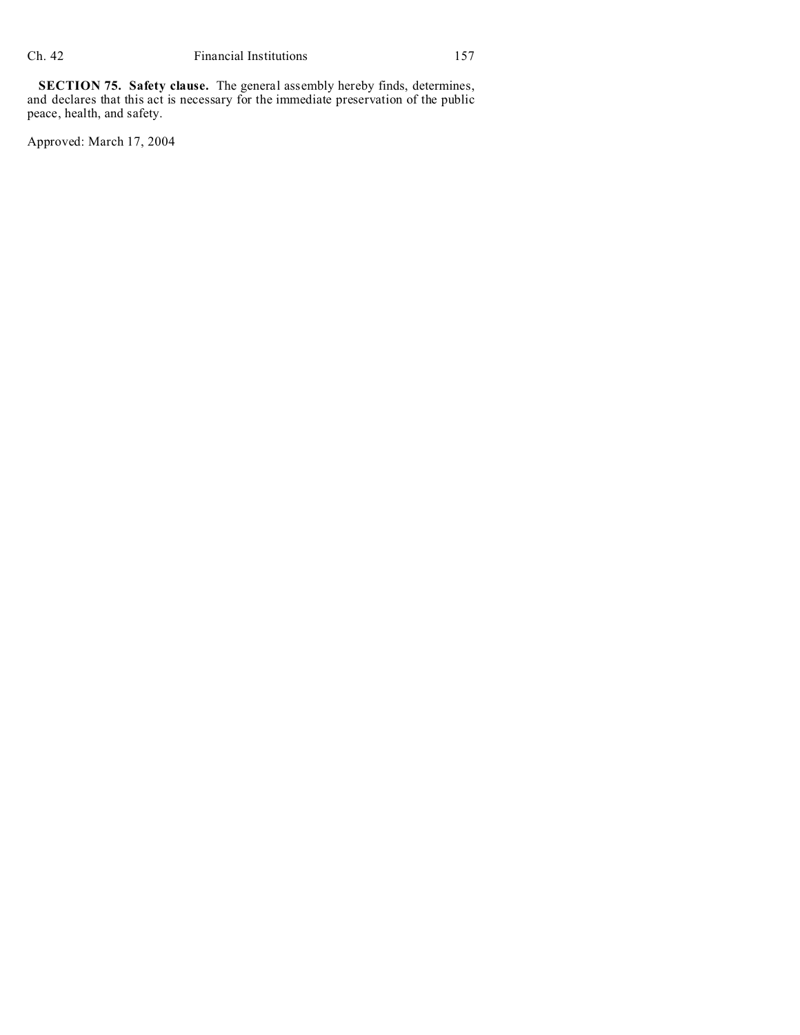**SECTION 75. Safety clause.** The general assembly hereby finds, determines, and declares that this act is necessary for the immediate preservation of the public peace, health, and safety.

Approved: March 17, 2004